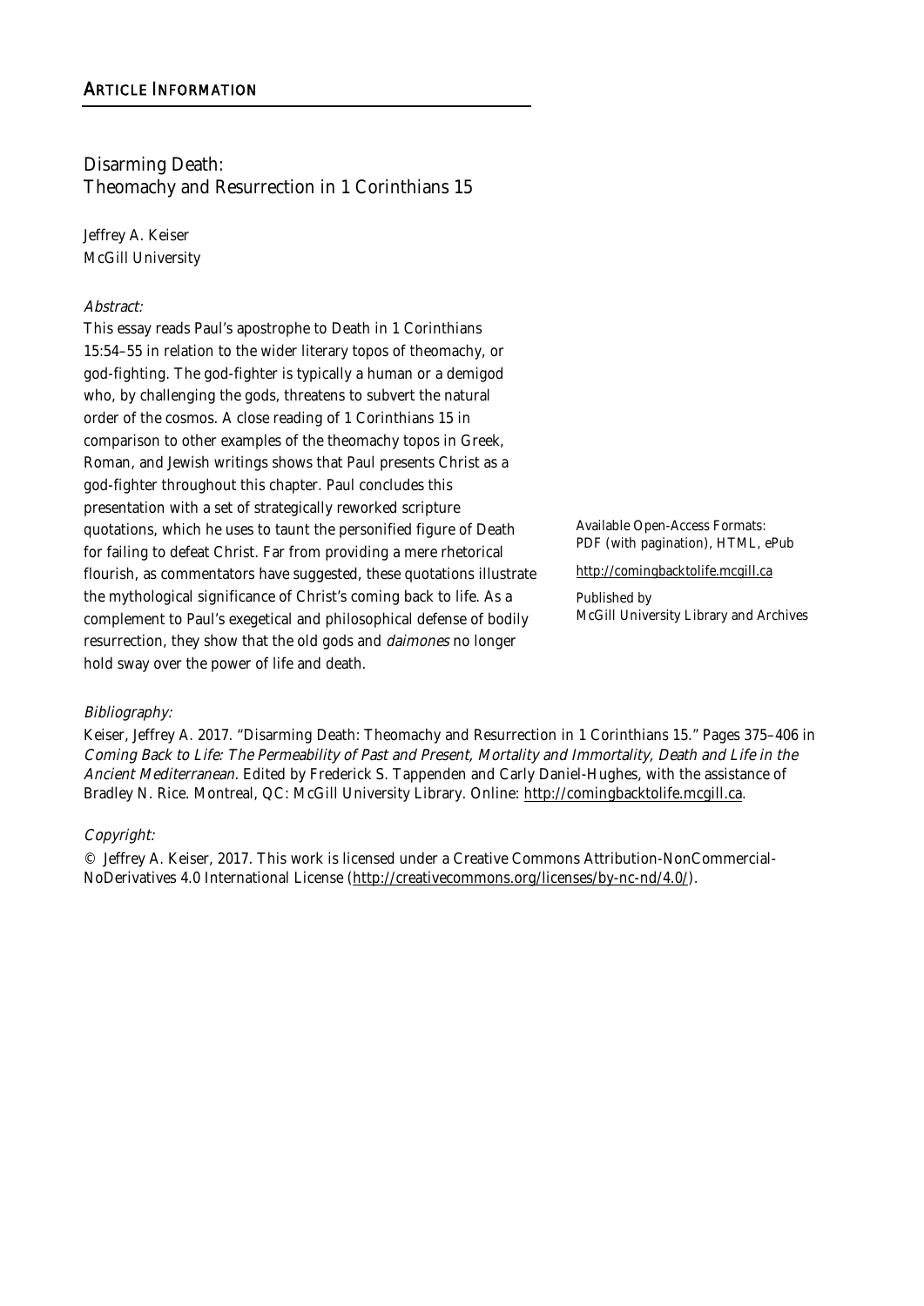## Article Information

# Disarming Death: Theomachy and Resurrection in 1 Corinthians 15

Jeffrey A. Keiser
McGill University

*Abstract:*

This essay reads Paul's apostrophe to Death in 1 Corinthians 15:54–55 in relation to the wider literary topos of theomachy, or god-fighting. The god-fighter is typically a human or a demigod who, by challenging the gods, threatens to subvert the natural order of the cosmos. A close reading of 1 Corinthians 15 in comparison to other examples of the theomachy topos in Greek, Roman, and Jewish writings shows that Paul presents Christ as a god-fighter throughout this chapter. Paul concludes this presentation with a set of strategically reworked scripture quotations, which he uses to taunt the personified figure of Death for failing to defeat Christ. Far from providing a mere rhetorical flourish, as commentators have suggested, these quotations illustrate the mythological significance of Christ's coming back to life. As a complement to Paul's exegetical and philosophical defense of bodily resurrection, they show that the old gods and *daimones* no longer hold sway over the power of life and death.

Available Open-Access Formats:
PDF (with pagination), HTML, ePub

http://comingbacktolife.mcgill.ca

Published by
McGill University Library and Archives

*Bibliography:*

Keiser, Jeffrey A. 2017. "Disarming Death: Theomachy and Resurrection in 1 Corinthians 15." Pages 375–406 in *Coming Back to Life: The Permeability of Past and Present, Mortality and Immortality, Death and Life in the Ancient Mediterranean*. Edited by Frederick S. Tappenden and Carly Daniel-Hughes, with the assistance of Bradley N. Rice. Montreal, QC: McGill University Library. Online: http://comingbacktolife.mcgill.ca.

*Copyright:*

© Jeffrey A. Keiser, 2017. This work is licensed under a Creative Commons Attribution-NonCommercial-NoDerivatives 4.0 International License (http://creativecommons.org/licenses/by-nc-nd/4.0/).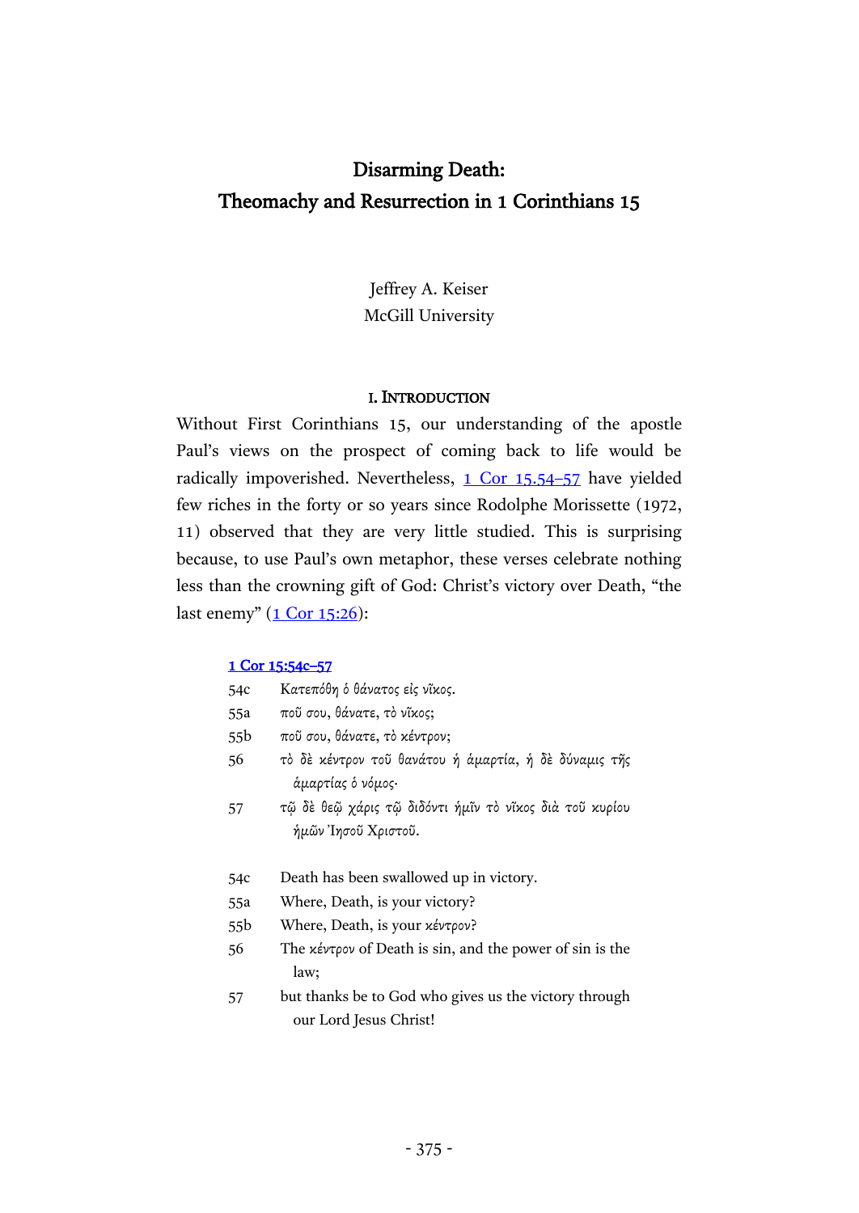# Disarming Death: Theomachy and Resurrection in 1 Corinthians 15

Jeffrey A. Keiser
McGill University

## I. Introduction

Without First Corinthians 15, our understanding of the apostle Paul's views on the prospect of coming back to life would be radically impoverished. Nevertheless, [1 Cor 15.54–57] have yielded few riches in the forty or so years since Rodolphe Morissette (1972, 11) observed that they are very little studied. This is surprising because, to use Paul's own metaphor, these verses celebrate nothing less than the crowning gift of God: Christ's victory over Death, "the last enemy" ([1 Cor 15:26]):

**[1 Cor 15:54c–57]**

| | |
|---|---|
| 54c | Κατεπόθη ὁ θάνατος εἰς νῖκος. |
| 55a | ποῦ σου, θάνατε, τὸ νῖκος; |
| 55b | ποῦ σου, θάνατε, τὸ κέντρον; |
| 56 | τὸ δὲ κέντρον τοῦ θανάτου ἡ ἁμαρτία, ἡ δὲ δύναμις τῆς ἁμαρτίας ὁ νόμος· |
| 57 | τῷ δὲ θεῷ χάρις τῷ διδόντι ἡμῖν τὸ νῖκος διὰ τοῦ κυρίου ἡμῶν Ἰησοῦ Χριστοῦ. |

| | |
|---|---|
| 54c | Death has been swallowed up in victory. |
| 55a | Where, Death, is your victory? |
| 55b | Where, Death, is your *κέντρον*? |
| 56 | The *κέντρον* of Death is sin, and the power of sin is the law; |
| 57 | but thanks be to God who gives us the victory through our Lord Jesus Christ! |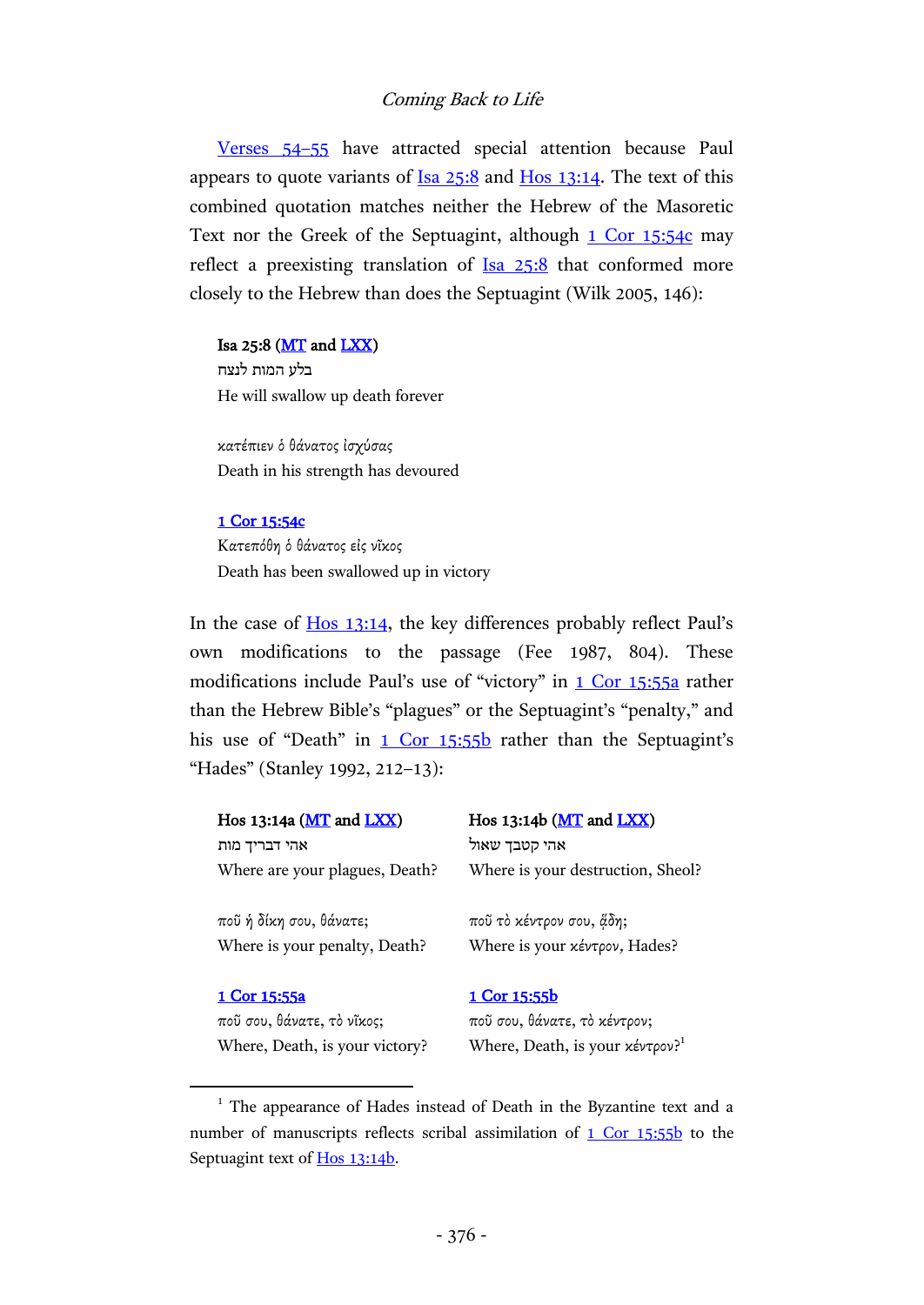Verses 54–55 have attracted special attention because Paul appears to quote variants of Isa 25:8 and Hos 13:14. The text of this combined quotation matches neither the Hebrew of the Masoretic Text nor the Greek of the Septuagint, although 1 Cor 15:54c may reflect a preexisting translation of Isa 25:8 that conformed more closely to the Hebrew than does the Septuagint (Wilk 2005, 146):

**Isa 25:8 (MT and LXX)**
בלע המות לנצח
He will swallow up death forever

*κατέπιεν ὁ θάνατος ἰσχύσας*
Death in his strength has devoured

**1 Cor 15:54c**
*Κατεπόθη ὁ θάνατος εἰς νῖκος*
Death has been swallowed up in victory

In the case of Hos 13:14, the key differences probably reflect Paul's own modifications to the passage (Fee 1987, 804). These modifications include Paul's use of "victory" in 1 Cor 15:55a rather than the Hebrew Bible's "plagues" or the Septuagint's "penalty," and his use of "Death" in 1 Cor 15:55b rather than the Septuagint's "Hades" (Stanley 1992, 212–13):

| **Hos 13:14a (MT and LXX)** | **Hos 13:14b (MT and LXX)** |
|---|---|
| אהי דבריך מות | אהי קטבך שאול |
| Where are your plagues, Death? | Where is your destruction, Sheol? |
| *ποῦ ἡ δίκη σου, θάνατε;* | *ποῦ τὸ κέντρον σου, ᾅδη;* |
| Where is your penalty, Death? | Where is your *κέντρον*, Hades? |
| **1 Cor 15:55a** | **1 Cor 15:55b** |
| *ποῦ σου, θάνατε, τὸ νῖκος;* | *ποῦ σου, θάνατε, τὸ κέντρον;* |
| Where, Death, is your victory? | Where, Death, is your *κέντρον*?[1] |

[1] The appearance of Hades instead of Death in the Byzantine text and a number of manuscripts reflects scribal assimilation of 1 Cor 15:55b to the Septuagint text of Hos 13:14b.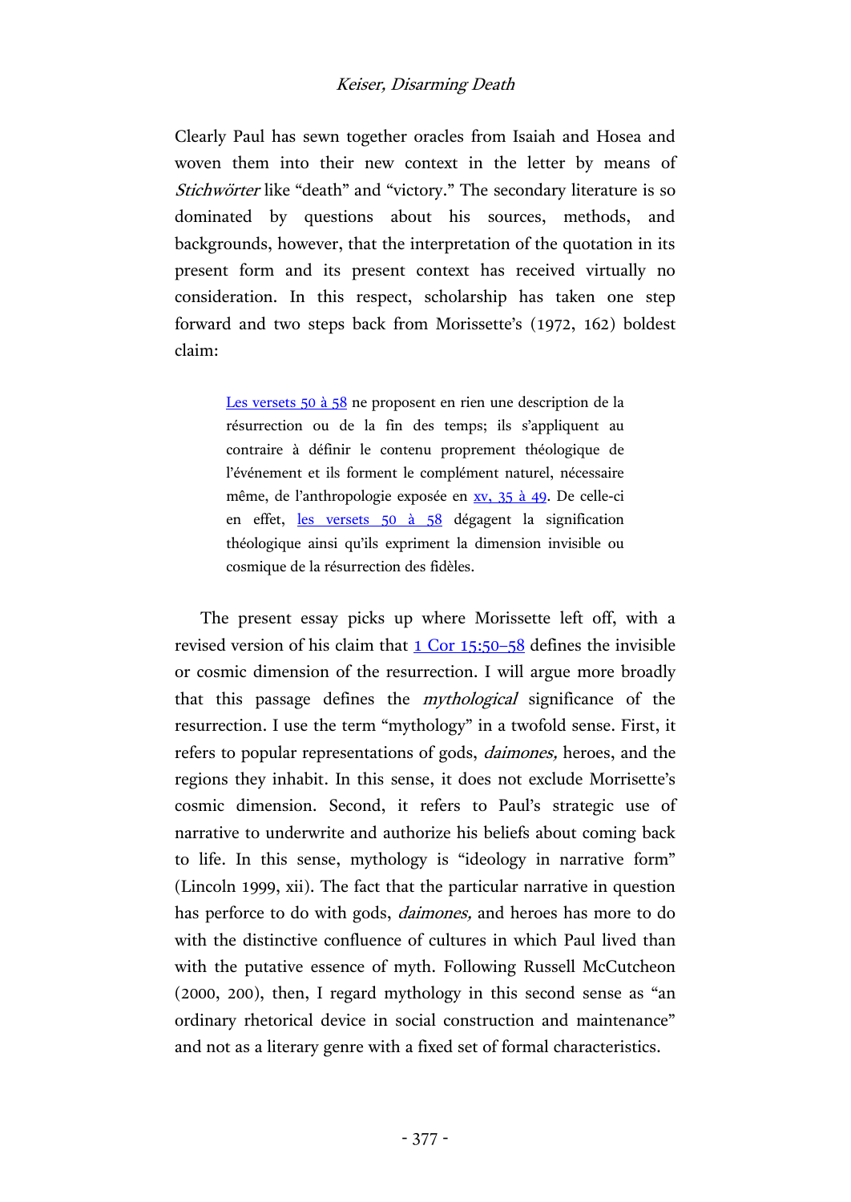Clearly Paul has sewn together oracles from Isaiah and Hosea and woven them into their new context in the letter by means of *Stichwörter* like "death" and "victory." The secondary literature is so dominated by questions about his sources, methods, and backgrounds, however, that the interpretation of the quotation in its present form and its present context has received virtually no consideration. In this respect, scholarship has taken one step forward and two steps back from Morissette's (1972, 162) boldest claim:

> Les versets 50 à 58 ne proposent en rien une description de la résurrection ou de la fin des temps; ils s'appliquent au contraire à définir le contenu proprement théologique de l'événement et ils forment le complément naturel, nécessaire même, de l'anthropologie exposée en xv, 35 à 49. De celle-ci en effet, les versets 50 à 58 dégagent la signification théologique ainsi qu'ils expriment la dimension invisible ou cosmique de la résurrection des fidèles.

The present essay picks up where Morissette left off, with a revised version of his claim that 1 Cor 15:50–58 defines the invisible or cosmic dimension of the resurrection. I will argue more broadly that this passage defines the *mythological* significance of the resurrection. I use the term "mythology" in a twofold sense. First, it refers to popular representations of gods, *daimones,* heroes, and the regions they inhabit. In this sense, it does not exclude Morrisette's cosmic dimension. Second, it refers to Paul's strategic use of narrative to underwrite and authorize his beliefs about coming back to life. In this sense, mythology is "ideology in narrative form" (Lincoln 1999, xii). The fact that the particular narrative in question has perforce to do with gods, *daimones,* and heroes has more to do with the distinctive confluence of cultures in which Paul lived than with the putative essence of myth. Following Russell McCutcheon (2000, 200), then, I regard mythology in this second sense as "an ordinary rhetorical device in social construction and maintenance" and not as a literary genre with a fixed set of formal characteristics.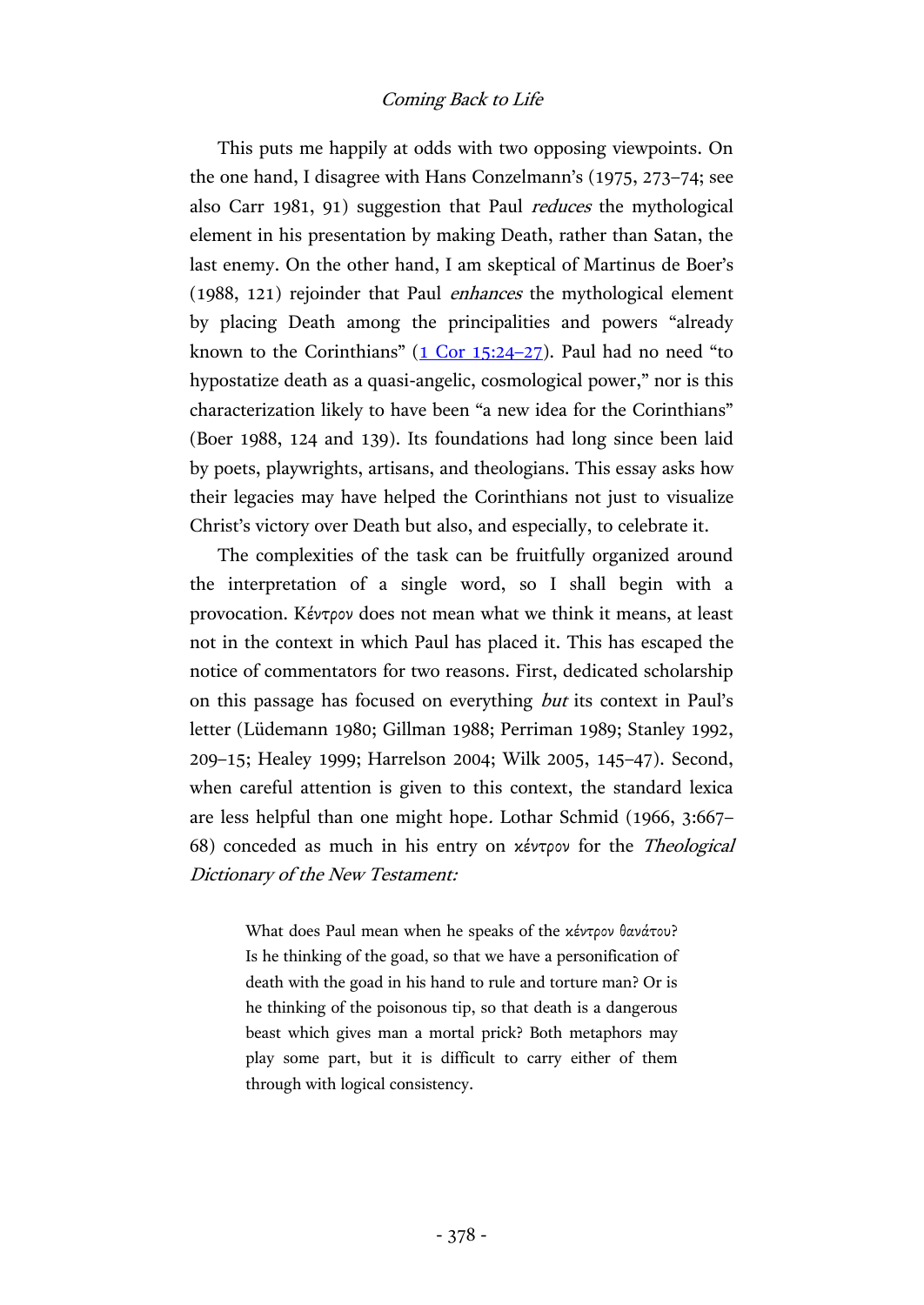This puts me happily at odds with two opposing viewpoints. On the one hand, I disagree with Hans Conzelmann's (1975, 273–74; see also Carr 1981, 91) suggestion that Paul *reduces* the mythological element in his presentation by making Death, rather than Satan, the last enemy. On the other hand, I am skeptical of Martinus de Boer's (1988, 121) rejoinder that Paul *enhances* the mythological element by placing Death among the principalities and powers "already known to the Corinthians" (1 Cor 15:24–27). Paul had no need "to hypostatize death as a quasi-angelic, cosmological power," nor is this characterization likely to have been "a new idea for the Corinthians" (Boer 1988, 124 and 139). Its foundations had long since been laid by poets, playwrights, artisans, and theologians. This essay asks how their legacies may have helped the Corinthians not just to visualize Christ's victory over Death but also, and especially, to celebrate it.

The complexities of the task can be fruitfully organized around the interpretation of a single word, so I shall begin with a provocation. Κέντρον does not mean what we think it means, at least not in the context in which Paul has placed it. This has escaped the notice of commentators for two reasons. First, dedicated scholarship on this passage has focused on everything *but* its context in Paul's letter (Lüdemann 1980; Gillman 1988; Perriman 1989; Stanley 1992, 209–15; Healey 1999; Harrelson 2004; Wilk 2005, 145–47). Second, when careful attention is given to this context, the standard lexica are less helpful than one might hope. Lothar Schmid (1966, 3:667–68) conceded as much in his entry on κέντρον for the *Theological Dictionary of the New Testament:*

> What does Paul mean when he speaks of the κέντρον θανάτου? Is he thinking of the goad, so that we have a personification of death with the goad in his hand to rule and torture man? Or is he thinking of the poisonous tip, so that death is a dangerous beast which gives man a mortal prick? Both metaphors may play some part, but it is difficult to carry either of them through with logical consistency.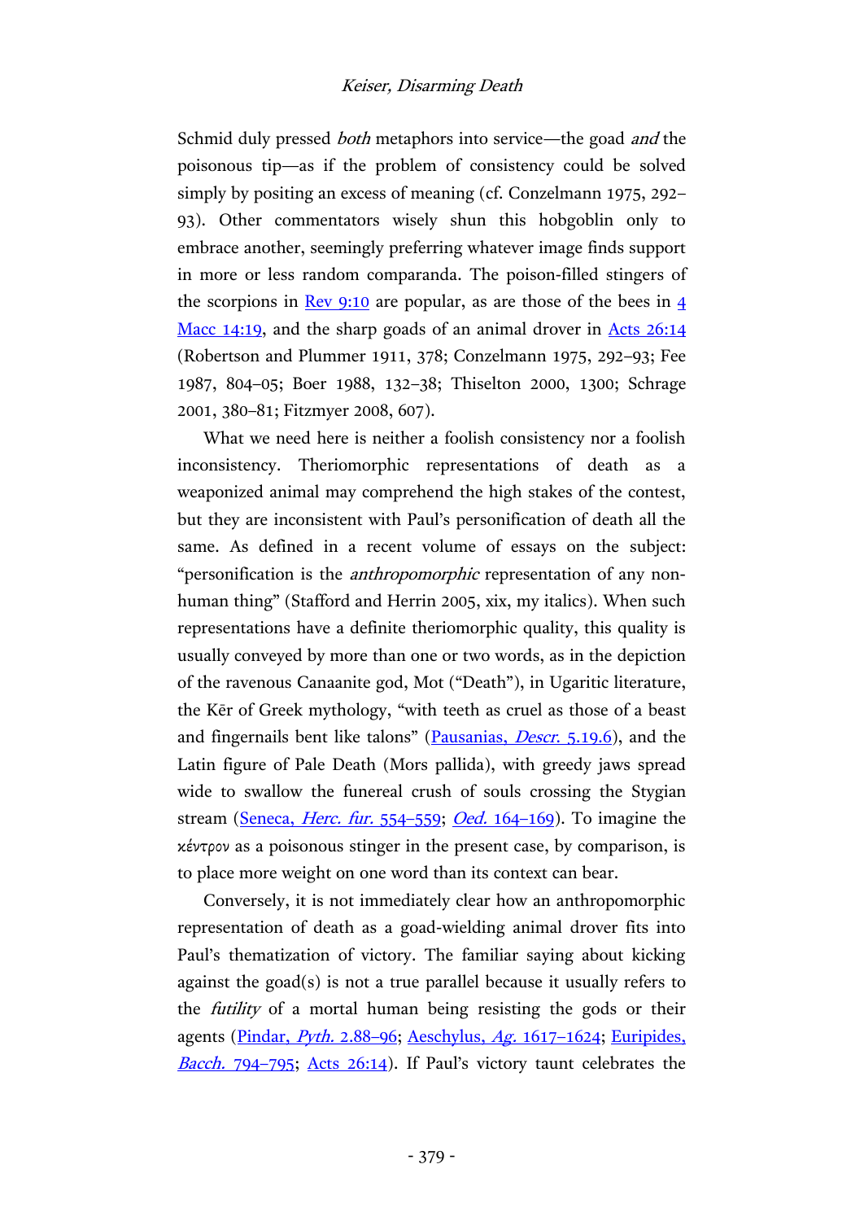Schmid duly pressed *both* metaphors into service—the goad *and* the poisonous tip—as if the problem of consistency could be solved simply by positing an excess of meaning (cf. Conzelmann 1975, 292–93). Other commentators wisely shun this hobgoblin only to embrace another, seemingly preferring whatever image finds support in more or less random comparanda. The poison-filled stingers of the scorpions in Rev 9:10 are popular, as are those of the bees in 4 Macc 14:19, and the sharp goads of an animal drover in Acts 26:14 (Robertson and Plummer 1911, 378; Conzelmann 1975, 292–93; Fee 1987, 804–05; Boer 1988, 132–38; Thiselton 2000, 1300; Schrage 2001, 380–81; Fitzmyer 2008, 607).

What we need here is neither a foolish consistency nor a foolish inconsistency. Theriomorphic representations of death as a weaponized animal may comprehend the high stakes of the contest, but they are inconsistent with Paul's personification of death all the same. As defined in a recent volume of essays on the subject: "personification is the *anthropomorphic* representation of any non-human thing" (Stafford and Herrin 2005, xix, my italics). When such representations have a definite theriomorphic quality, this quality is usually conveyed by more than one or two words, as in the depiction of the ravenous Canaanite god, Mot ("Death"), in Ugaritic literature, the Kēr of Greek mythology, "with teeth as cruel as those of a beast and fingernails bent like talons" (Pausanias, *Descr.* 5.19.6), and the Latin figure of Pale Death (Mors pallida), with greedy jaws spread wide to swallow the funereal crush of souls crossing the Stygian stream (Seneca, *Herc. fur.* 554–559; *Oed.* 164–169). To imagine the κέντρον as a poisonous stinger in the present case, by comparison, is to place more weight on one word than its context can bear.

Conversely, it is not immediately clear how an anthropomorphic representation of death as a goad-wielding animal drover fits into Paul's thematization of victory. The familiar saying about kicking against the goad(s) is not a true parallel because it usually refers to the *futility* of a mortal human being resisting the gods or their agents (Pindar, *Pyth.* 2.88–96; Aeschylus, *Ag.* 1617–1624; Euripides, *Bacch.* 794–795; Acts 26:14). If Paul's victory taunt celebrates the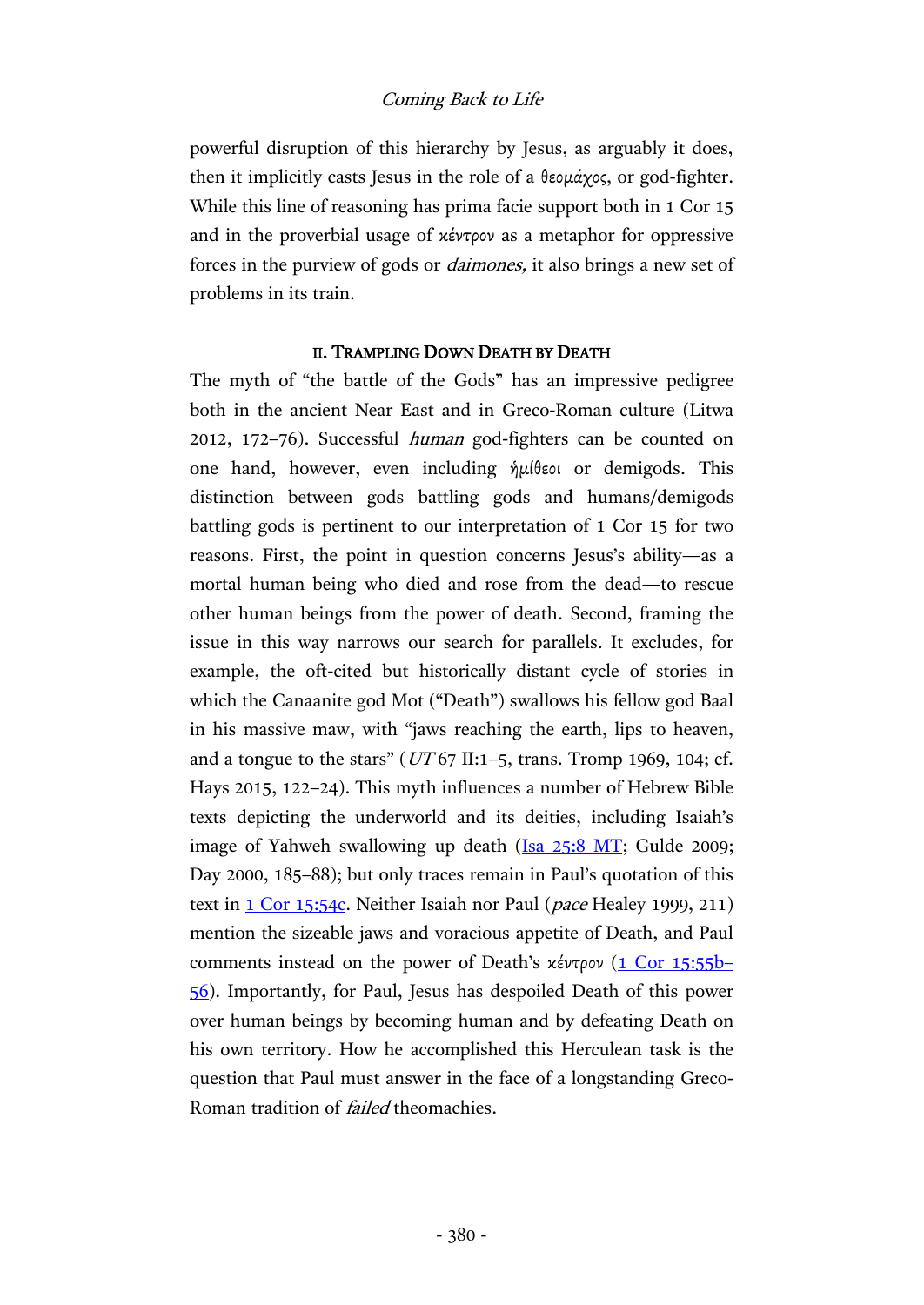powerful disruption of this hierarchy by Jesus, as arguably it does, then it implicitly casts Jesus in the role of a θεομάχος, or god-fighter. While this line of reasoning has prima facie support both in 1 Cor 15 and in the proverbial usage of κέντρον as a metaphor for oppressive forces in the purview of gods or *daimones,* it also brings a new set of problems in its train.

## II. Trampling Down Death by Death

The myth of "the battle of the Gods" has an impressive pedigree both in the ancient Near East and in Greco-Roman culture (Litwa 2012, 172–76). Successful *human* god-fighters can be counted on one hand, however, even including ἡμίθεοι or demigods. This distinction between gods battling gods and humans/demigods battling gods is pertinent to our interpretation of 1 Cor 15 for two reasons. First, the point in question concerns Jesus's ability—as a mortal human being who died and rose from the dead—to rescue other human beings from the power of death. Second, framing the issue in this way narrows our search for parallels. It excludes, for example, the oft-cited but historically distant cycle of stories in which the Canaanite god Mot ("Death") swallows his fellow god Baal in his massive maw, with "jaws reaching the earth, lips to heaven, and a tongue to the stars" (*UT* 67 II:1–5, trans. Tromp 1969, 104; cf. Hays 2015, 122–24). This myth influences a number of Hebrew Bible texts depicting the underworld and its deities, including Isaiah's image of Yahweh swallowing up death (Isa 25:8 MT; Gulde 2009; Day 2000, 185–88); but only traces remain in Paul's quotation of this text in 1 Cor 15:54c. Neither Isaiah nor Paul (*pace* Healey 1999, 211) mention the sizeable jaws and voracious appetite of Death, and Paul comments instead on the power of Death's κέντρον (1 Cor 15:55b–56). Importantly, for Paul, Jesus has despoiled Death of this power over human beings by becoming human and by defeating Death on his own territory. How he accomplished this Herculean task is the question that Paul must answer in the face of a longstanding Greco-Roman tradition of *failed* theomachies.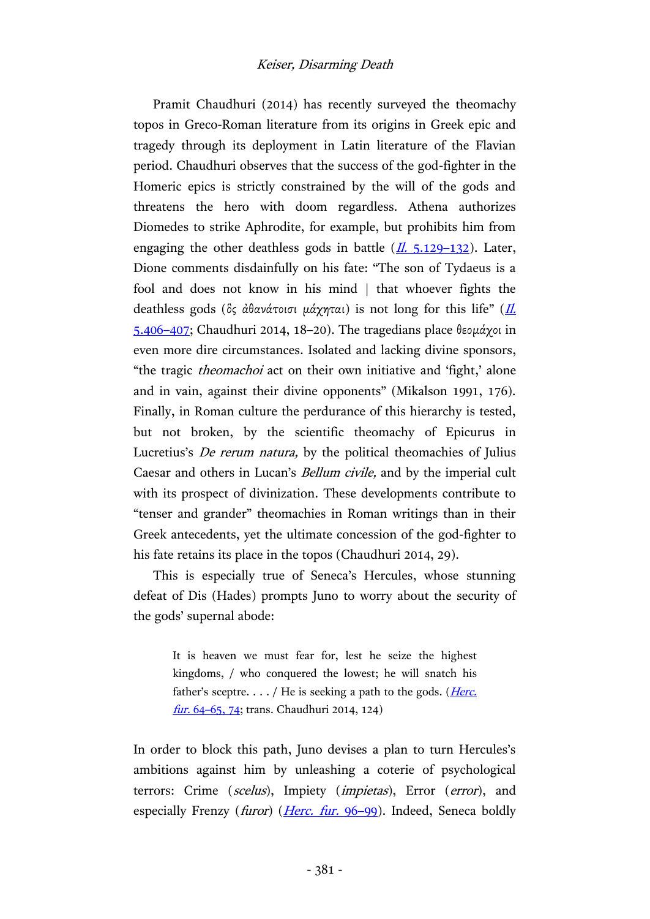Pramit Chaudhuri (2014) has recently surveyed the theomachy topos in Greco-Roman literature from its origins in Greek epic and tragedy through its deployment in Latin literature of the Flavian period. Chaudhuri observes that the success of the god-fighter in the Homeric epics is strictly constrained by the will of the gods and threatens the hero with doom regardless. Athena authorizes Diomedes to strike Aphrodite, for example, but prohibits him from engaging the other deathless gods in battle (*Il.* 5.129–132). Later, Dione comments disdainfully on his fate: "The son of Tydaeus is a fool and does not know in his mind | that whoever fights the deathless gods (ὃς ἀθανάτοισι μάχηται) is not long for this life" (*Il.* 5.406–407; Chaudhuri 2014, 18–20). The tragedians place θεομάχοι in even more dire circumstances. Isolated and lacking divine sponsors, "the tragic *theomachoi* act on their own initiative and 'fight,' alone and in vain, against their divine opponents" (Mikalson 1991, 176). Finally, in Roman culture the perdurance of this hierarchy is tested, but not broken, by the scientific theomachy of Epicurus in Lucretius's *De rerum natura,* by the political theomachies of Julius Caesar and others in Lucan's *Bellum civile,* and by the imperial cult with its prospect of divinization. These developments contribute to "tenser and grander" theomachies in Roman writings than in their Greek antecedents, yet the ultimate concession of the god-fighter to his fate retains its place in the topos (Chaudhuri 2014, 29).

This is especially true of Seneca's Hercules, whose stunning defeat of Dis (Hades) prompts Juno to worry about the security of the gods' supernal abode:

> It is heaven we must fear for, lest he seize the highest kingdoms, / who conquered the lowest; he will snatch his father's sceptre. . . . / He is seeking a path to the gods. (*Herc. fur.* 64–65, 74; trans. Chaudhuri 2014, 124)

In order to block this path, Juno devises a plan to turn Hercules's ambitions against him by unleashing a coterie of psychological terrors: Crime (*scelus*), Impiety (*impietas*), Error (*error*), and especially Frenzy (*furor*) (*Herc. fur.* 96–99). Indeed, Seneca boldly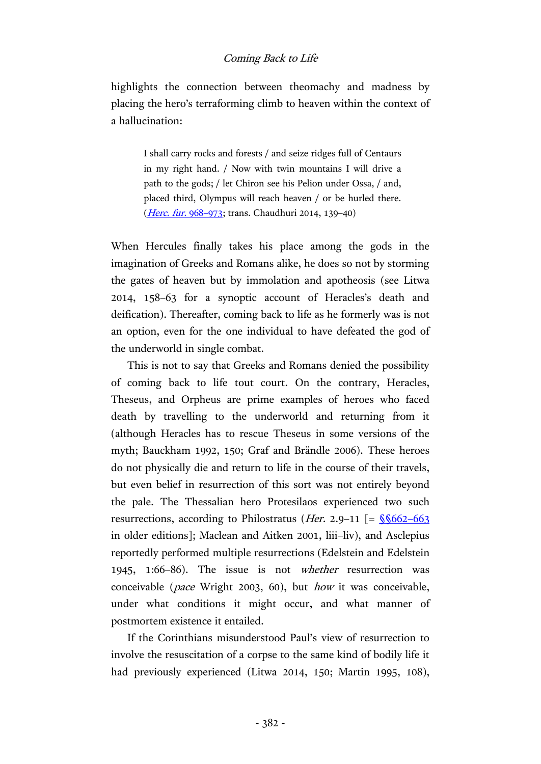highlights the connection between theomachy and madness by placing the hero's terraforming climb to heaven within the context of a hallucination:

> I shall carry rocks and forests / and seize ridges full of Centaurs in my right hand. / Now with twin mountains I will drive a path to the gods; / let Chiron see his Pelion under Ossa, / and, placed third, Olympus will reach heaven / or be hurled there. (*Herc. fur.* 968–973; trans. Chaudhuri 2014, 139–40)

When Hercules finally takes his place among the gods in the imagination of Greeks and Romans alike, he does so not by storming the gates of heaven but by immolation and apotheosis (see Litwa 2014, 158–63 for a synoptic account of Heracles's death and deification). Thereafter, coming back to life as he formerly was is not an option, even for the one individual to have defeated the god of the underworld in single combat.

This is not to say that Greeks and Romans denied the possibility of coming back to life tout court. On the contrary, Heracles, Theseus, and Orpheus are prime examples of heroes who faced death by travelling to the underworld and returning from it (although Heracles has to rescue Theseus in some versions of the myth; Bauckham 1992, 150; Graf and Brändle 2006). These heroes do not physically die and return to life in the course of their travels, but even belief in resurrection of this sort was not entirely beyond the pale. The Thessalian hero Protesilaos experienced two such resurrections, according to Philostratus (*Her.* 2.9–11 [= §§662–663 in older editions]; Maclean and Aitken 2001, liii–liv), and Asclepius reportedly performed multiple resurrections (Edelstein and Edelstein 1945, 1:66–86). The issue is not *whether* resurrection was conceivable (*pace* Wright 2003, 60), but *how* it was conceivable, under what conditions it might occur, and what manner of postmortem existence it entailed.

If the Corinthians misunderstood Paul's view of resurrection to involve the resuscitation of a corpse to the same kind of bodily life it had previously experienced (Litwa 2014, 150; Martin 1995, 108),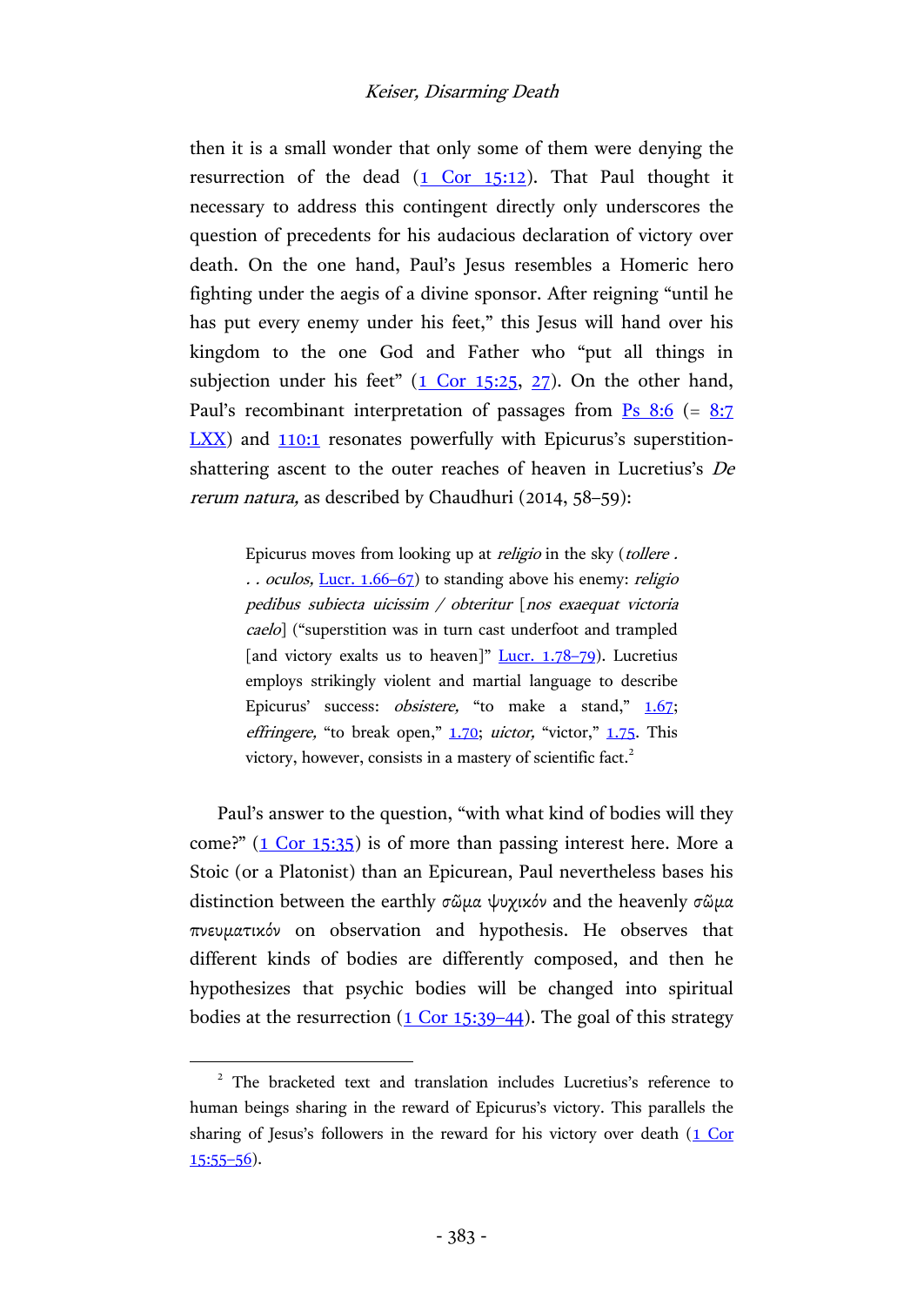then it is a small wonder that only some of them were denying the resurrection of the dead (1 Cor 15:12). That Paul thought it necessary to address this contingent directly only underscores the question of precedents for his audacious declaration of victory over death. On the one hand, Paul's Jesus resembles a Homeric hero fighting under the aegis of a divine sponsor. After reigning "until he has put every enemy under his feet," this Jesus will hand over his kingdom to the one God and Father who "put all things in subjection under his feet" (1 Cor 15:25, 27). On the other hand, Paul's recombinant interpretation of passages from Ps 8:6 (= 8:7 LXX) and 110:1 resonates powerfully with Epicurus's superstition-shattering ascent to the outer reaches of heaven in Lucretius's *De rerum natura,* as described by Chaudhuri (2014, 58–59):

> Epicurus moves from looking up at *religio* in the sky (*tollere . . . oculos,* Lucr. 1.66–67) to standing above his enemy: *religio pedibus subiecta uicissim / obteritur* [*nos exaequat victoria caelo*] ("superstition was in turn cast underfoot and trampled [and victory exalts us to heaven]" Lucr. 1.78–79). Lucretius employs strikingly violent and martial language to describe Epicurus' success: *obsistere,* "to make a stand," 1.67; *effringere,* "to break open," 1.70; *uictor,* "victor," 1.75. This victory, however, consists in a mastery of scientific fact.[2]

Paul's answer to the question, "with what kind of bodies will they come?" (1 Cor 15:35) is of more than passing interest here. More a Stoic (or a Platonist) than an Epicurean, Paul nevertheless bases his distinction between the earthly *σῶμα ψυχικόν* and the heavenly *σῶμα πνευματικόν* on observation and hypothesis. He observes that different kinds of bodies are differently composed, and then he hypothesizes that psychic bodies will be changed into spiritual bodies at the resurrection (1 Cor 15:39–44). The goal of this strategy

[2] The bracketed text and translation includes Lucretius's reference to human beings sharing in the reward of Epicurus's victory. This parallels the sharing of Jesus's followers in the reward for his victory over death (1 Cor 15:55–56).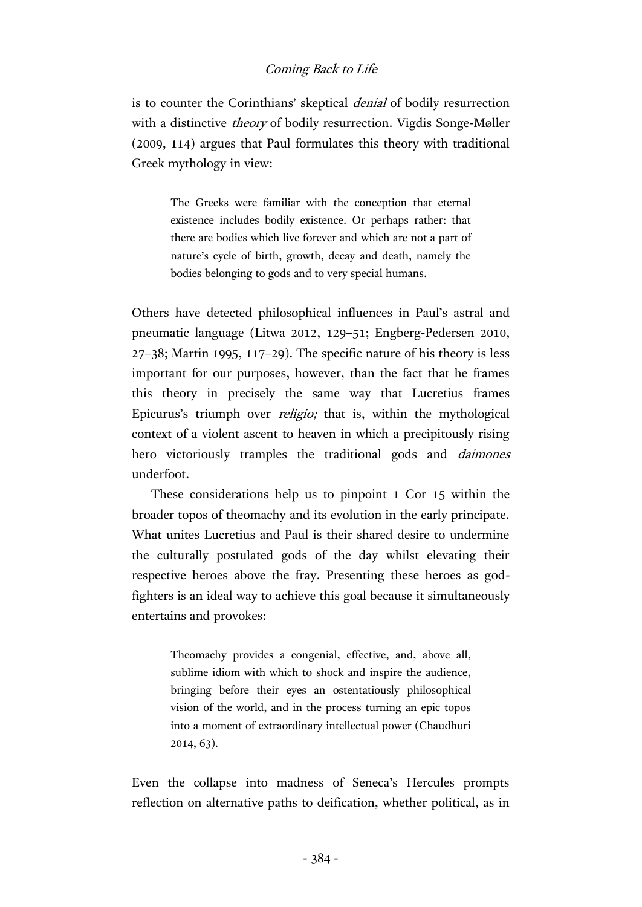is to counter the Corinthians' skeptical *denial* of bodily resurrection with a distinctive *theory* of bodily resurrection. Vigdis Songe-Møller (2009, 114) argues that Paul formulates this theory with traditional Greek mythology in view:

> The Greeks were familiar with the conception that eternal existence includes bodily existence. Or perhaps rather: that there are bodies which live forever and which are not a part of nature's cycle of birth, growth, decay and death, namely the bodies belonging to gods and to very special humans.

Others have detected philosophical influences in Paul's astral and pneumatic language (Litwa 2012, 129–51; Engberg-Pedersen 2010, 27–38; Martin 1995, 117–29). The specific nature of his theory is less important for our purposes, however, than the fact that he frames this theory in precisely the same way that Lucretius frames Epicurus's triumph over *religio;* that is, within the mythological context of a violent ascent to heaven in which a precipitously rising hero victoriously tramples the traditional gods and *daimones* underfoot.

These considerations help us to pinpoint 1 Cor 15 within the broader topos of theomachy and its evolution in the early principate. What unites Lucretius and Paul is their shared desire to undermine the culturally postulated gods of the day whilst elevating their respective heroes above the fray. Presenting these heroes as god-fighters is an ideal way to achieve this goal because it simultaneously entertains and provokes:

> Theomachy provides a congenial, effective, and, above all, sublime idiom with which to shock and inspire the audience, bringing before their eyes an ostentatiously philosophical vision of the world, and in the process turning an epic topos into a moment of extraordinary intellectual power (Chaudhuri 2014, 63).

Even the collapse into madness of Seneca's Hercules prompts reflection on alternative paths to deification, whether political, as in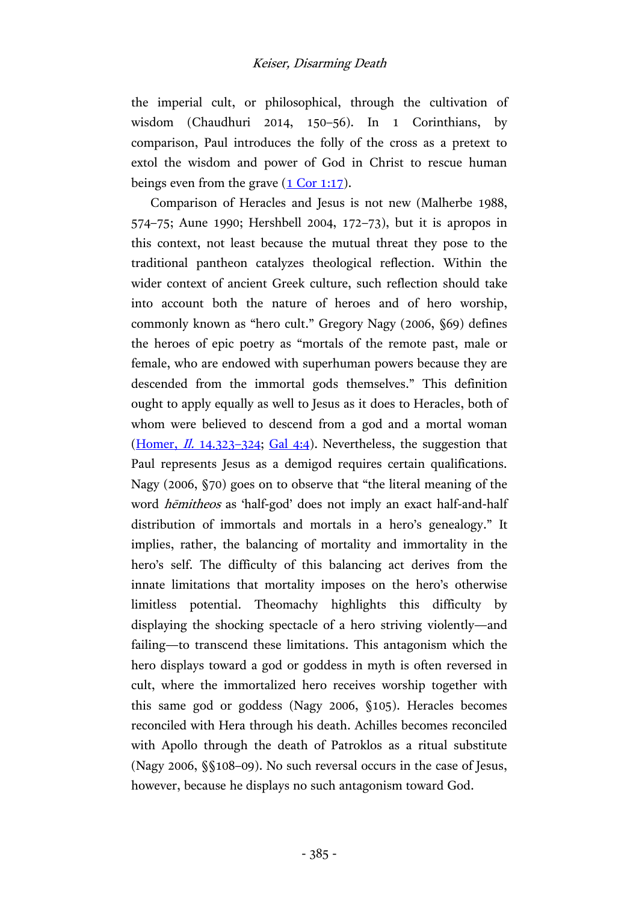the imperial cult, or philosophical, through the cultivation of wisdom (Chaudhuri 2014, 150–56). In 1 Corinthians, by comparison, Paul introduces the folly of the cross as a pretext to extol the wisdom and power of God in Christ to rescue human beings even from the grave (1 Cor 1:17).

Comparison of Heracles and Jesus is not new (Malherbe 1988, 574–75; Aune 1990; Hershbell 2004, 172–73), but it is apropos in this context, not least because the mutual threat they pose to the traditional pantheon catalyzes theological reflection. Within the wider context of ancient Greek culture, such reflection should take into account both the nature of heroes and of hero worship, commonly known as "hero cult." Gregory Nagy (2006, §69) defines the heroes of epic poetry as "mortals of the remote past, male or female, who are endowed with superhuman powers because they are descended from the immortal gods themselves." This definition ought to apply equally as well to Jesus as it does to Heracles, both of whom were believed to descend from a god and a mortal woman (Homer, *Il.* 14.323–324; Gal 4:4). Nevertheless, the suggestion that Paul represents Jesus as a demigod requires certain qualifications. Nagy (2006, §70) goes on to observe that "the literal meaning of the word *hēmitheos* as 'half-god' does not imply an exact half-and-half distribution of immortals and mortals in a hero's genealogy." It implies, rather, the balancing of mortality and immortality in the hero's self. The difficulty of this balancing act derives from the innate limitations that mortality imposes on the hero's otherwise limitless potential. Theomachy highlights this difficulty by displaying the shocking spectacle of a hero striving violently—and failing—to transcend these limitations. This antagonism which the hero displays toward a god or goddess in myth is often reversed in cult, where the immortalized hero receives worship together with this same god or goddess (Nagy 2006, §105). Heracles becomes reconciled with Hera through his death. Achilles becomes reconciled with Apollo through the death of Patroklos as a ritual substitute (Nagy 2006, §§108–09). No such reversal occurs in the case of Jesus, however, because he displays no such antagonism toward God.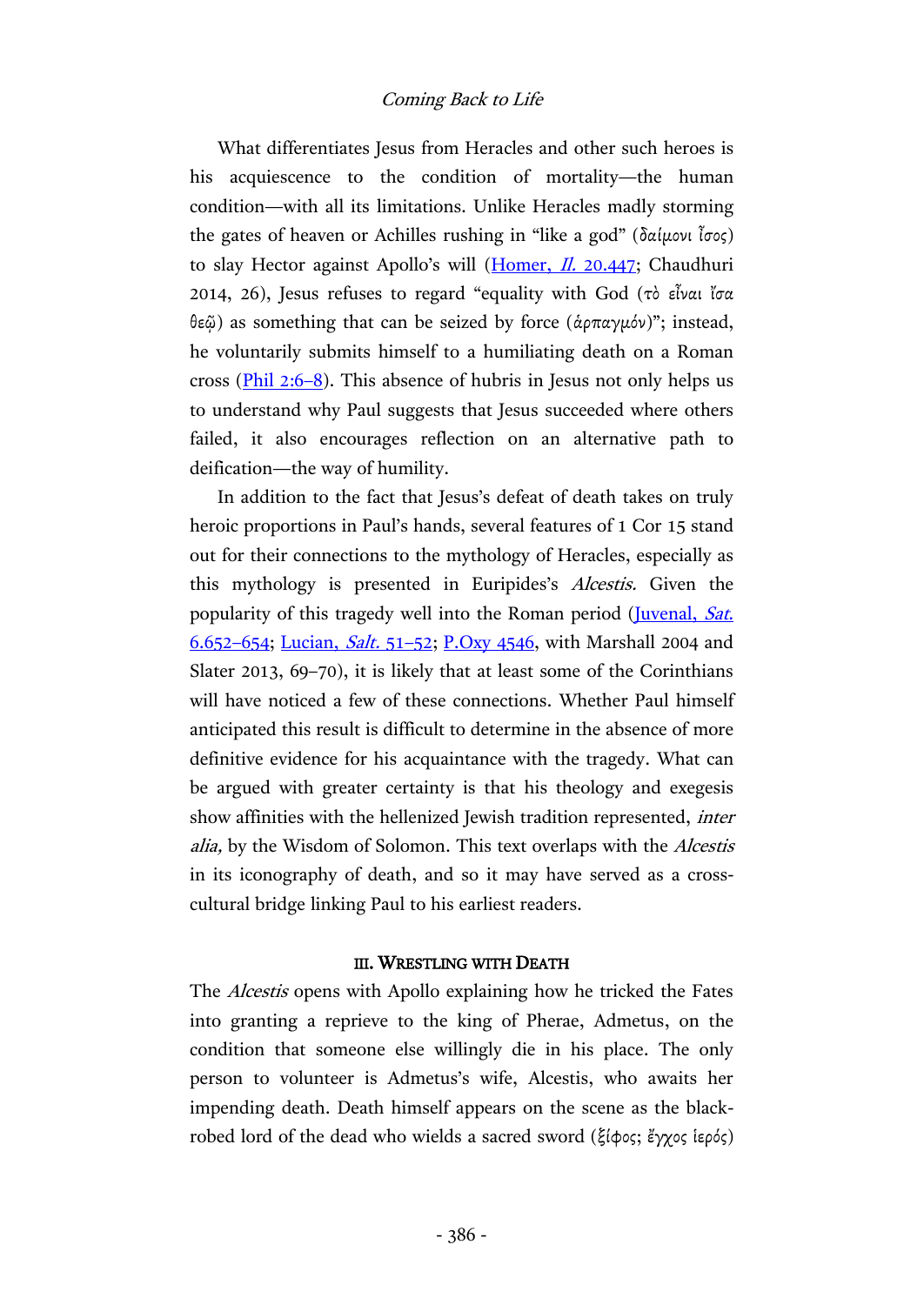What differentiates Jesus from Heracles and other such heroes is his acquiescence to the condition of mortality—the human condition—with all its limitations. Unlike Heracles madly storming the gates of heaven or Achilles rushing in "like a god" (δαίμονι ἶσος) to slay Hector against Apollo's will (Homer, *Il.* 20.447; Chaudhuri 2014, 26), Jesus refuses to regard "equality with God (τὸ εἶναι ἴσα θεῷ) as something that can be seized by force (ἁρπαγμόν)"; instead, he voluntarily submits himself to a humiliating death on a Roman cross (Phil 2:6–8). This absence of hubris in Jesus not only helps us to understand why Paul suggests that Jesus succeeded where others failed, it also encourages reflection on an alternative path to deification—the way of humility.

In addition to the fact that Jesus's defeat of death takes on truly heroic proportions in Paul's hands, several features of 1 Cor 15 stand out for their connections to the mythology of Heracles, especially as this mythology is presented in Euripides's *Alcestis.* Given the popularity of this tragedy well into the Roman period (Juvenal, *Sat.* 6.652–654; Lucian, *Salt.* 51–52; P.Oxy 4546, with Marshall 2004 and Slater 2013, 69–70), it is likely that at least some of the Corinthians will have noticed a few of these connections. Whether Paul himself anticipated this result is difficult to determine in the absence of more definitive evidence for his acquaintance with the tragedy. What can be argued with greater certainty is that his theology and exegesis show affinities with the hellenized Jewish tradition represented, *inter alia,* by the Wisdom of Solomon. This text overlaps with the *Alcestis* in its iconography of death, and so it may have served as a cross-cultural bridge linking Paul to his earliest readers.

### III. Wrestling with Death

The *Alcestis* opens with Apollo explaining how he tricked the Fates into granting a reprieve to the king of Pherae, Admetus, on the condition that someone else willingly die in his place. The only person to volunteer is Admetus's wife, Alcestis, who awaits her impending death. Death himself appears on the scene as the black-robed lord of the dead who wields a sacred sword (ξίφος; ἔγχος ἱερός)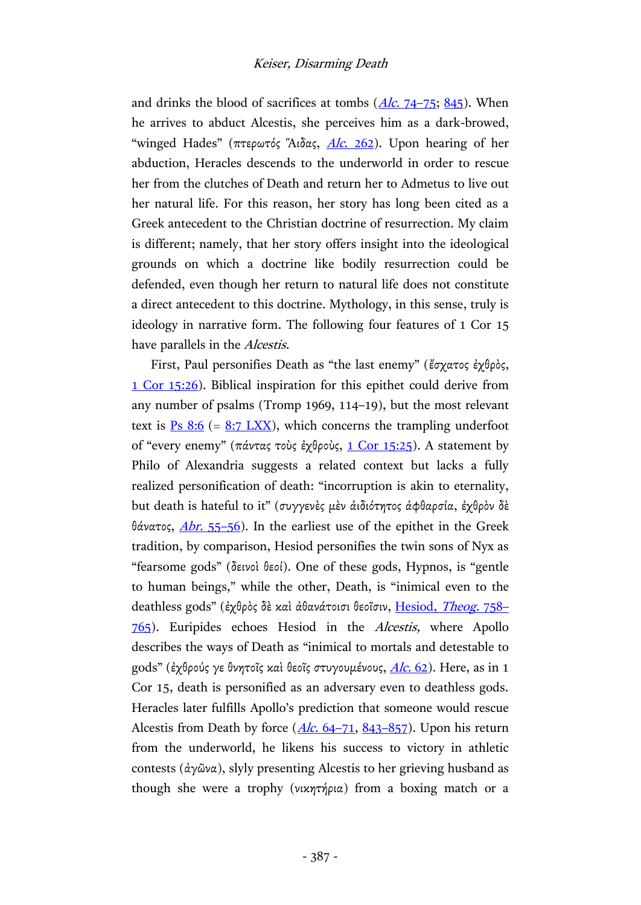and drinks the blood of sacrifices at tombs (*Alc.* 74–75; 845). When he arrives to abduct Alcestis, she perceives him as a dark-browed, "winged Hades" (πτερωτός Ἅιδας, *Alc.* 262). Upon hearing of her abduction, Heracles descends to the underworld in order to rescue her from the clutches of Death and return her to Admetus to live out her natural life. For this reason, her story has long been cited as a Greek antecedent to the Christian doctrine of resurrection. My claim is different; namely, that her story offers insight into the ideological grounds on which a doctrine like bodily resurrection could be defended, even though her return to natural life does not constitute a direct antecedent to this doctrine. Mythology, in this sense, truly is ideology in narrative form. The following four features of 1 Cor 15 have parallels in the *Alcestis*.

First, Paul personifies Death as "the last enemy" (ἔσχατος ἐχθρὸς, 1 Cor 15:26). Biblical inspiration for this epithet could derive from any number of psalms (Tromp 1969, 114–19), but the most relevant text is Ps 8:6 (= 8:7 LXX), which concerns the trampling underfoot of "every enemy" (πάντας τοὺς ἐχθροὺς, 1 Cor 15:25). A statement by Philo of Alexandria suggests a related context but lacks a fully realized personification of death: "incorruption is akin to eternality, but death is hateful to it" (συγγενὲς μὲν ἀιδιότητος ἀφθαρσία, ἐχθρὸν δὲ θάνατος, *Abr.* 55–56). In the earliest use of the epithet in the Greek tradition, by comparison, Hesiod personifies the twin sons of Nyx as "fearsome gods" (δεινοὶ θεοί). One of these gods, Hypnos, is "gentle to human beings," while the other, Death, is "inimical even to the deathless gods" (ἐχθρὸς δὲ καὶ ἀθανάτοισι θεοῖσιν, Hesiod, *Theog.* 758–765). Euripides echoes Hesiod in the *Alcestis,* where Apollo describes the ways of Death as "inimical to mortals and detestable to gods" (ἐχθρούς γε θνητοῖς καὶ θεοῖς στυγουμένους, *Alc.* 62). Here, as in 1 Cor 15, death is personified as an adversary even to deathless gods. Heracles later fulfills Apollo's prediction that someone would rescue Alcestis from Death by force (*Alc.* 64–71, 843–857). Upon his return from the underworld, he likens his success to victory in athletic contests (ἀγῶνα), slyly presenting Alcestis to her grieving husband as though she were a trophy (νικητήρια) from a boxing match or a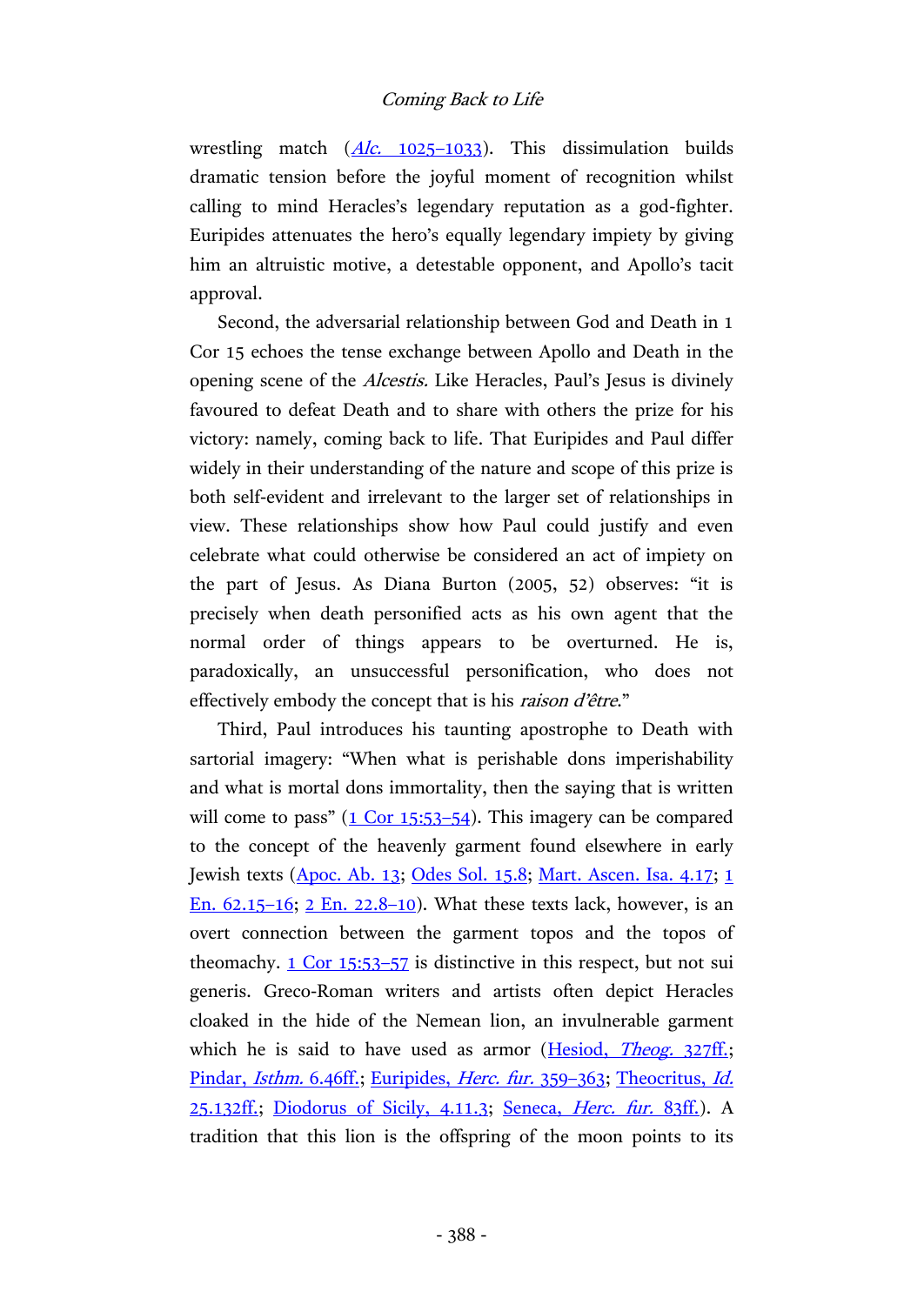wrestling match (*Alc.* 1025–1033). This dissimulation builds dramatic tension before the joyful moment of recognition whilst calling to mind Heracles's legendary reputation as a god-fighter. Euripides attenuates the hero's equally legendary impiety by giving him an altruistic motive, a detestable opponent, and Apollo's tacit approval.

Second, the adversarial relationship between God and Death in 1 Cor 15 echoes the tense exchange between Apollo and Death in the opening scene of the *Alcestis*. Like Heracles, Paul's Jesus is divinely favoured to defeat Death and to share with others the prize for his victory: namely, coming back to life. That Euripides and Paul differ widely in their understanding of the nature and scope of this prize is both self-evident and irrelevant to the larger set of relationships in view. These relationships show how Paul could justify and even celebrate what could otherwise be considered an act of impiety on the part of Jesus. As Diana Burton (2005, 52) observes: "it is precisely when death personified acts as his own agent that the normal order of things appears to be overturned. He is, paradoxically, an unsuccessful personification, who does not effectively embody the concept that is his *raison d'être*."

Third, Paul introduces his taunting apostrophe to Death with sartorial imagery: "When what is perishable dons imperishability and what is mortal dons immortality, then the saying that is written will come to pass" (1 Cor 15:53–54). This imagery can be compared to the concept of the heavenly garment found elsewhere in early Jewish texts (Apoc. Ab. 13; Odes Sol. 15.8; Mart. Ascen. Isa. 4.17; 1 En. 62.15–16; 2 En. 22.8–10). What these texts lack, however, is an overt connection between the garment topos and the topos of theomachy. 1 Cor 15:53–57 is distinctive in this respect, but not sui generis. Greco-Roman writers and artists often depict Heracles cloaked in the hide of the Nemean lion, an invulnerable garment which he is said to have used as armor (Hesiod, *Theog.* 327ff.; Pindar, *Isthm.* 6.46ff.; Euripides, *Herc. fur.* 359–363; Theocritus, *Id.* 25.132ff.; Diodorus of Sicily, 4.11.3; Seneca, *Herc. fur.* 83ff.). A tradition that this lion is the offspring of the moon points to its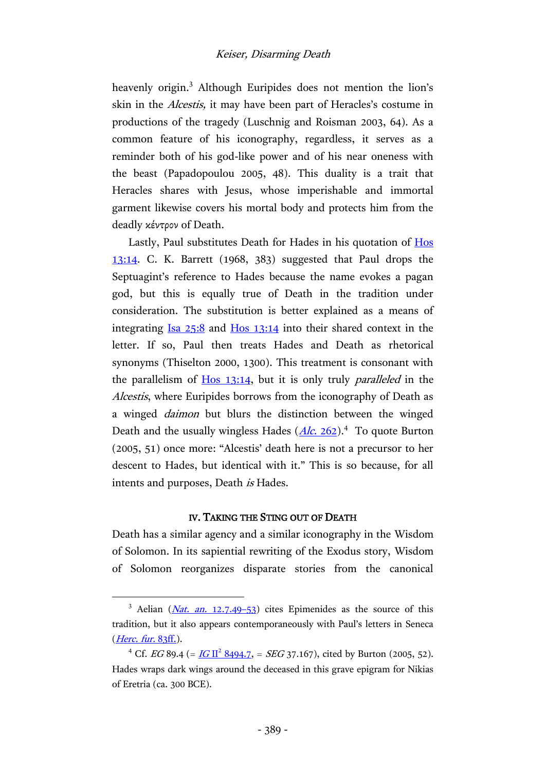heavenly origin.[3] Although Euripides does not mention the lion's skin in the *Alcestis,* it may have been part of Heracles's costume in productions of the tragedy (Luschnig and Roisman 2003, 64). As a common feature of his iconography, regardless, it serves as a reminder both of his god-like power and of his near oneness with the beast (Papadopoulou 2005, 48). This duality is a trait that Heracles shares with Jesus, whose imperishable and immortal garment likewise covers his mortal body and protects him from the deadly κέντρον of Death.

Lastly, Paul substitutes Death for Hades in his quotation of Hos 13:14. C. K. Barrett (1968, 383) suggested that Paul drops the Septuagint's reference to Hades because the name evokes a pagan god, but this is equally true of Death in the tradition under consideration. The substitution is better explained as a means of integrating Isa 25:8 and Hos 13:14 into their shared context in the letter. If so, Paul then treats Hades and Death as rhetorical synonyms (Thiselton 2000, 1300). This treatment is consonant with the parallelism of Hos 13:14, but it is only truly *paralleled* in the *Alcestis*, where Euripides borrows from the iconography of Death as a winged *daimon* but blurs the distinction between the winged Death and the usually wingless Hades (*Alc.* 262).[4] To quote Burton (2005, 51) once more: "Alcestis' death here is not a precursor to her descent to Hades, but identical with it." This is so because, for all intents and purposes, Death *is* Hades.

## IV. Taking the Sting out of Death

Death has a similar agency and a similar iconography in the Wisdom of Solomon. In its sapiential rewriting of the Exodus story, Wisdom of Solomon reorganizes disparate stories from the canonical

---

[3] Aelian (*Nat. an.* 12.7.49–53) cites Epimenides as the source of this tradition, but it also appears contemporaneously with Paul's letters in Seneca (*Herc. fur.* 83ff.).

[4] Cf. *EG* 89.4 (= *IG* II$^2$ 8494.7, = *SEG* 37.167), cited by Burton (2005, 52). Hades wraps dark wings around the deceased in this grave epigram for Nikias of Eretria (ca. 300 BCE).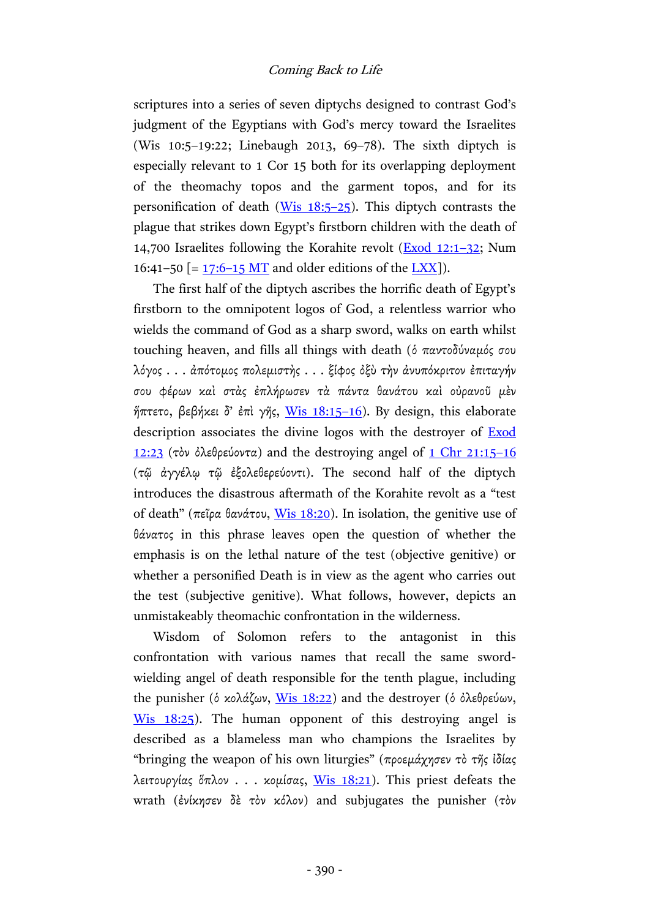scriptures into a series of seven diptychs designed to contrast God's judgment of the Egyptians with God's mercy toward the Israelites (Wis 10:5–19:22; Linebaugh 2013, 69–78). The sixth diptych is especially relevant to 1 Cor 15 both for its overlapping deployment of the theomachy topos and the garment topos, and for its personification of death (Wis 18:5–25). This diptych contrasts the plague that strikes down Egypt's firstborn children with the death of 14,700 Israelites following the Korahite revolt (Exod 12:1–32; Num 16:41–50 [= 17:6–15 MT and older editions of the LXX]).

The first half of the diptych ascribes the horrific death of Egypt's firstborn to the omnipotent logos of God, a relentless warrior who wields the command of God as a sharp sword, walks on earth whilst touching heaven, and fills all things with death (*ὁ παντοδύναμός σου λόγος . . . ἀπότομος πολεμιστὴς . . . ξίφος ὀξὺ τὴν ἀνυπόκριτον ἐπιταγήν σου φέρων καὶ στὰς ἐπλήρωσεν τὰ πάντα θανάτου καὶ οὐρανοῦ μὲν ἥπτετο, βεβήκει δ' ἐπὶ γῆς*, Wis 18:15–16). By design, this elaborate description associates the divine logos with the destroyer of Exod 12:23 (*τὸν ὀλεθρεύοντα*) and the destroying angel of 1 Chr 21:15–16 (*τῷ ἀγγέλῳ τῷ ἐξολεθρεύοντι*). The second half of the diptych introduces the disastrous aftermath of the Korahite revolt as a "test of death" (*πεῖρα θανάτου*, Wis 18:20). In isolation, the genitive use of *θάνατος* in this phrase leaves open the question of whether the emphasis is on the lethal nature of the test (objective genitive) or whether a personified Death is in view as the agent who carries out the test (subjective genitive). What follows, however, depicts an unmistakeably theomachic confrontation in the wilderness.

Wisdom of Solomon refers to the antagonist in this confrontation with various names that recall the same sword-wielding angel of death responsible for the tenth plague, including the punisher (*ὁ κολάζων*, Wis 18:22) and the destroyer (*ὁ ὀλεθρεύων*, Wis 18:25). The human opponent of this destroying angel is described as a blameless man who champions the Israelites by "bringing the weapon of his own liturgies" (*προεμάχησεν τὸ τῆς ἰδίας λειτουργίας ὅπλον . . . κομίσας*, Wis 18:21). This priest defeats the wrath (*ἐνίκησεν δὲ τὸν κόλον*) and subjugates the punisher (*τὸν*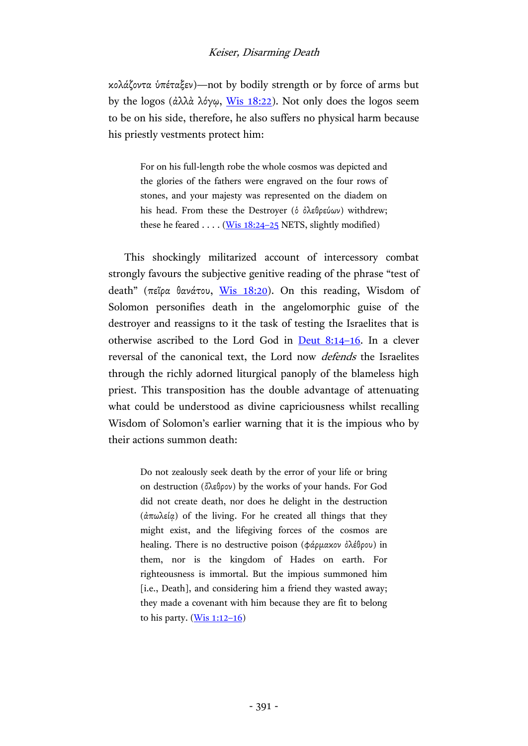κολάζοντα ὑπέταξεν)—not by bodily strength or by force of arms but by the logos (ἀλλὰ λόγῳ, Wis 18:22). Not only does the logos seem to be on his side, therefore, he also suffers no physical harm because his priestly vestments protect him:

> For on his full-length robe the whole cosmos was depicted and the glories of the fathers were engraved on the four rows of stones, and your majesty was represented on the diadem on his head. From these the Destroyer (ὁ ὀλεθρεύων) withdrew; these he feared . . . . (Wis 18:24–25 NETS, slightly modified)

This shockingly militarized account of intercessory combat strongly favours the subjective genitive reading of the phrase "test of death" (πεῖρα θανάτου, Wis 18:20). On this reading, Wisdom of Solomon personifies death in the angelomorphic guise of the destroyer and reassigns to it the task of testing the Israelites that is otherwise ascribed to the Lord God in Deut 8:14–16. In a clever reversal of the canonical text, the Lord now *defends* the Israelites through the richly adorned liturgical panoply of the blameless high priest. This transposition has the double advantage of attenuating what could be understood as divine capriciousness whilst recalling Wisdom of Solomon's earlier warning that it is the impious who by their actions summon death:

> Do not zealously seek death by the error of your life or bring on destruction (ὄλεθρον) by the works of your hands. For God did not create death, nor does he delight in the destruction (ἀπωλείᾳ) of the living. For he created all things that they might exist, and the lifegiving forces of the cosmos are healing. There is no destructive poison (φάρμακον ὀλέθρου) in them, nor is the kingdom of Hades on earth. For righteousness is immortal. But the impious summoned him [i.e., Death], and considering him a friend they wasted away; they made a covenant with him because they are fit to belong to his party. (Wis 1:12–16)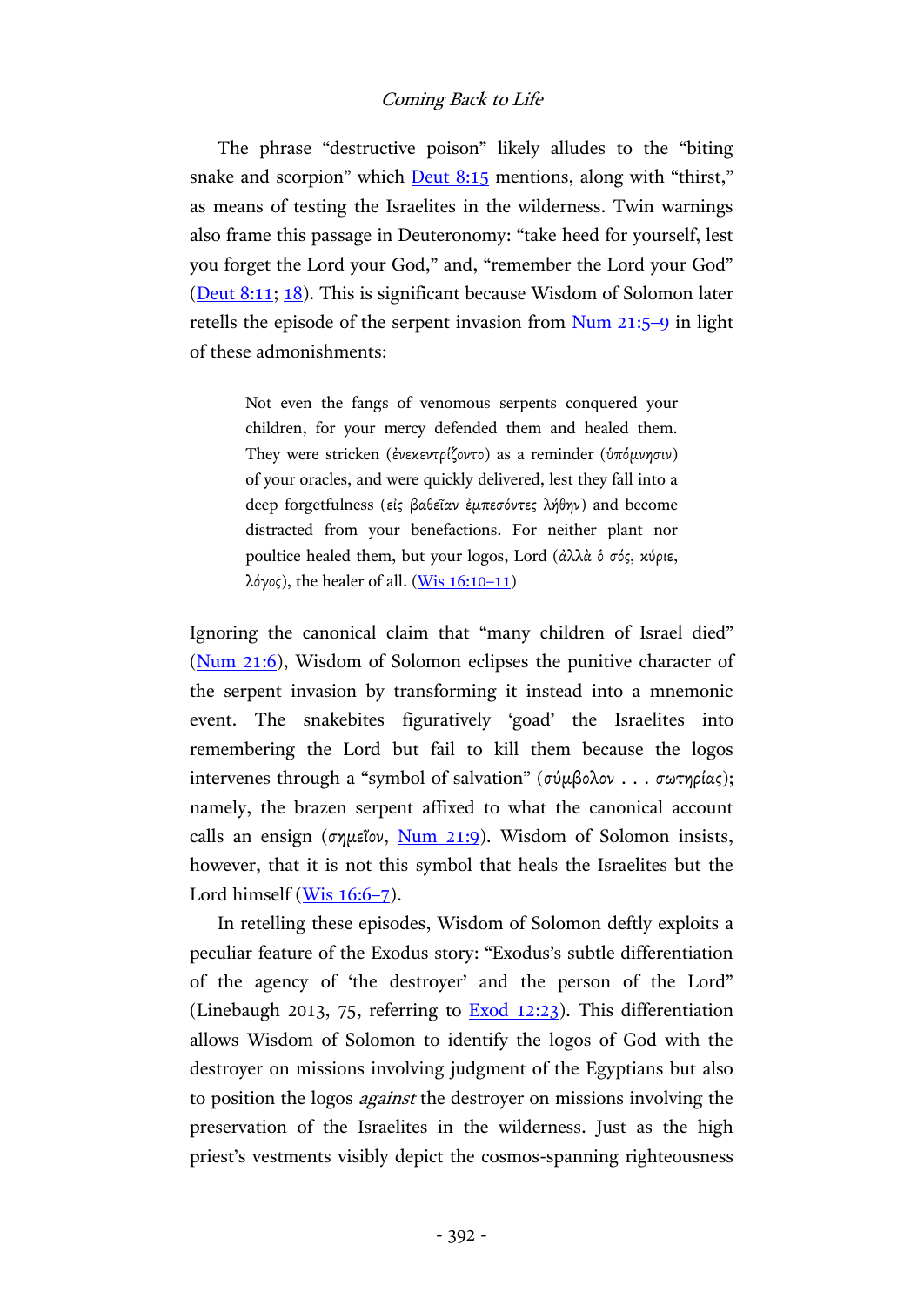The phrase "destructive poison" likely alludes to the "biting snake and scorpion" which Deut 8:15 mentions, along with "thirst," as means of testing the Israelites in the wilderness. Twin warnings also frame this passage in Deuteronomy: "take heed for yourself, lest you forget the Lord your God," and, "remember the Lord your God" (Deut 8:11; 18). This is significant because Wisdom of Solomon later retells the episode of the serpent invasion from Num 21:5–9 in light of these admonishments:

> Not even the fangs of venomous serpents conquered your children, for your mercy defended them and healed them. They were stricken (ἐνεκεντρίζοντο) as a reminder (ὑπόμνησιν) of your oracles, and were quickly delivered, lest they fall into a deep forgetfulness (εἰς βαθεῖαν ἐμπεσόντες λήθην) and become distracted from your benefactions. For neither plant nor poultice healed them, but your logos, Lord (ἀλλὰ ὁ σός, κύριε, λόγος), the healer of all. (Wis 16:10–11)

Ignoring the canonical claim that "many children of Israel died" (Num 21:6), Wisdom of Solomon eclipses the punitive character of the serpent invasion by transforming it instead into a mnemonic event. The snakebites figuratively 'goad' the Israelites into remembering the Lord but fail to kill them because the logos intervenes through a "symbol of salvation" (σύμβολον . . . σωτηρίας); namely, the brazen serpent affixed to what the canonical account calls an ensign (σημεῖον, Num 21:9). Wisdom of Solomon insists, however, that it is not this symbol that heals the Israelites but the Lord himself (Wis 16:6–7).

In retelling these episodes, Wisdom of Solomon deftly exploits a peculiar feature of the Exodus story: "Exodus's subtle differentiation of the agency of 'the destroyer' and the person of the Lord" (Linebaugh 2013, 75, referring to Exod 12:23). This differentiation allows Wisdom of Solomon to identify the logos of God with the destroyer on missions involving judgment of the Egyptians but also to position the logos *against* the destroyer on missions involving the preservation of the Israelites in the wilderness. Just as the high priest's vestments visibly depict the cosmos-spanning righteousness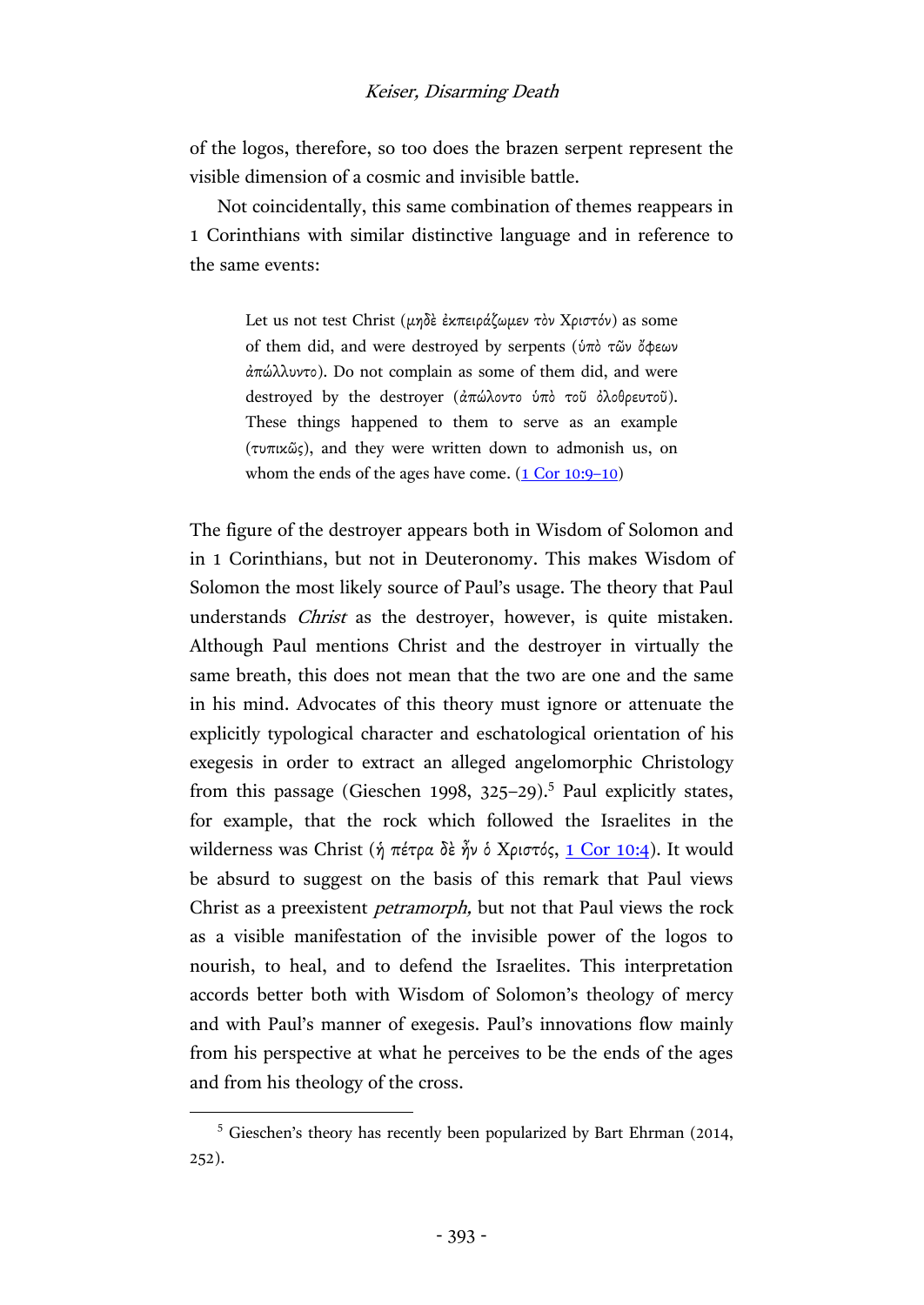of the logos, therefore, so too does the brazen serpent represent the visible dimension of a cosmic and invisible battle.

Not coincidentally, this same combination of themes reappears in 1 Corinthians with similar distinctive language and in reference to the same events:

> Let us not test Christ (*μηδὲ ἐκπειράζωμεν τὸν Χριστόν*) as some of them did, and were destroyed by serpents (*ὑπὸ τῶν ὄφεων ἀπώλλυντο*). Do not complain as some of them did, and were destroyed by the destroyer (*ἀπώλοντο ὑπὸ τοῦ ὀλοθρευτοῦ*). These things happened to them to serve as an example (*τυπικῶς*), and they were written down to admonish us, on whom the ends of the ages have come. (1 Cor 10:9–10)

The figure of the destroyer appears both in Wisdom of Solomon and in 1 Corinthians, but not in Deuteronomy. This makes Wisdom of Solomon the most likely source of Paul's usage. The theory that Paul understands *Christ* as the destroyer, however, is quite mistaken. Although Paul mentions Christ and the destroyer in virtually the same breath, this does not mean that the two are one and the same in his mind. Advocates of this theory must ignore or attenuate the explicitly typological character and eschatological orientation of his exegesis in order to extract an alleged angelomorphic Christology from this passage (Gieschen 1998, 325–29).[5] Paul explicitly states, for example, that the rock which followed the Israelites in the wilderness was Christ (*ἡ πέτρα δὲ ἦν ὁ Χριστός*, 1 Cor 10:4). It would be absurd to suggest on the basis of this remark that Paul views Christ as a preexistent *petramorph,* but not that Paul views the rock as a visible manifestation of the invisible power of the logos to nourish, to heal, and to defend the Israelites. This interpretation accords better both with Wisdom of Solomon's theology of mercy and with Paul's manner of exegesis. Paul's innovations flow mainly from his perspective at what he perceives to be the ends of the ages and from his theology of the cross.

---

[5] Gieschen's theory has recently been popularized by Bart Ehrman (2014, 252).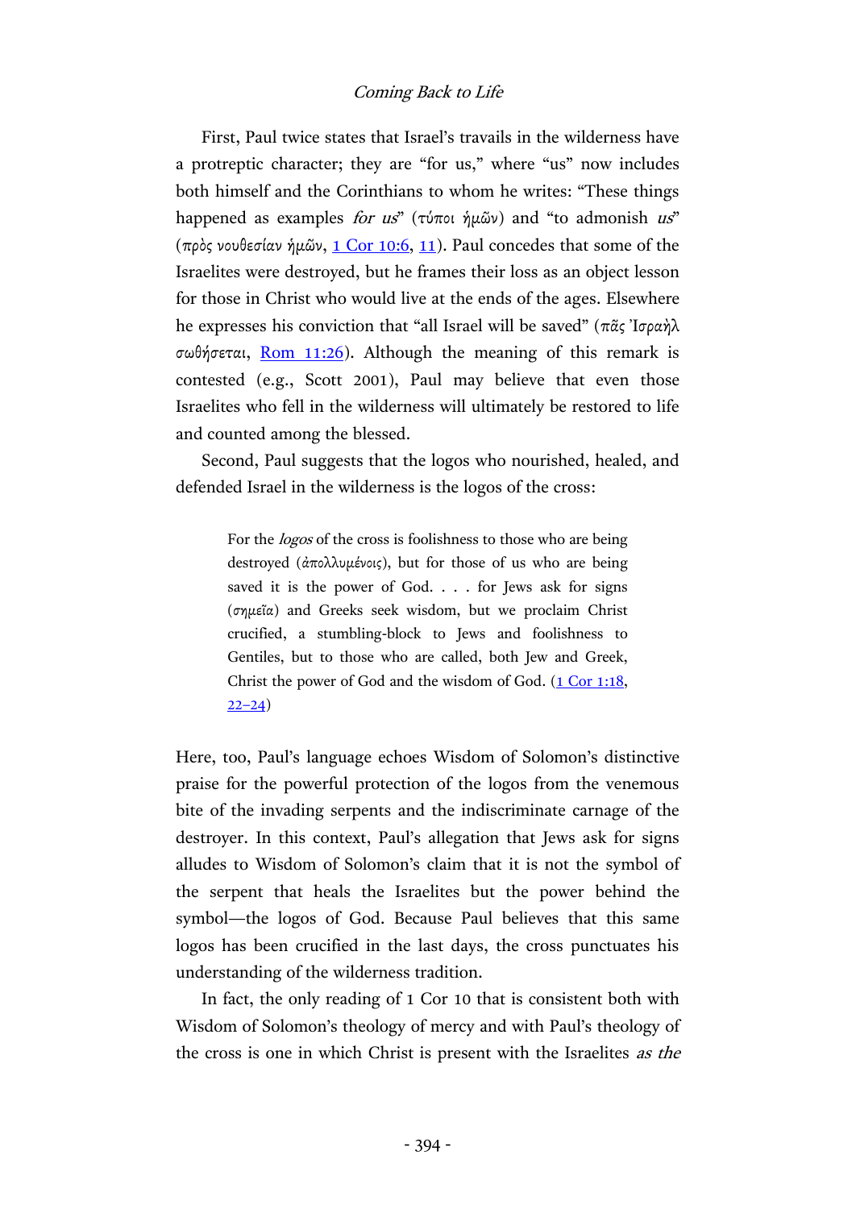First, Paul twice states that Israel's travails in the wilderness have a protreptic character; they are "for us," where "us" now includes both himself and the Corinthians to whom he writes: "These things happened as examples *for us*" (τύποι ἡμῶν) and "to admonish *us*" (πρὸς νουθεσίαν ἡμῶν, 1 Cor 10:6, 11). Paul concedes that some of the Israelites were destroyed, but he frames their loss as an object lesson for those in Christ who would live at the ends of the ages. Elsewhere he expresses his conviction that "all Israel will be saved" (πᾶς Ἰσραὴλ σωθήσεται, Rom 11:26). Although the meaning of this remark is contested (e.g., Scott 2001), Paul may believe that even those Israelites who fell in the wilderness will ultimately be restored to life and counted among the blessed.

Second, Paul suggests that the logos who nourished, healed, and defended Israel in the wilderness is the logos of the cross:

> For the *logos* of the cross is foolishness to those who are being destroyed (ἀπολλυμένοις), but for those of us who are being saved it is the power of God. . . . for Jews ask for signs (σημεῖα) and Greeks seek wisdom, but we proclaim Christ crucified, a stumbling-block to Jews and foolishness to Gentiles, but to those who are called, both Jew and Greek, Christ the power of God and the wisdom of God. (1 Cor 1:18, 22–24)

Here, too, Paul's language echoes Wisdom of Solomon's distinctive praise for the powerful protection of the logos from the venemous bite of the invading serpents and the indiscriminate carnage of the destroyer. In this context, Paul's allegation that Jews ask for signs alludes to Wisdom of Solomon's claim that it is not the symbol of the serpent that heals the Israelites but the power behind the symbol—the logos of God. Because Paul believes that this same logos has been crucified in the last days, the cross punctuates his understanding of the wilderness tradition.

In fact, the only reading of 1 Cor 10 that is consistent both with Wisdom of Solomon's theology of mercy and with Paul's theology of the cross is one in which Christ is present with the Israelites *as the*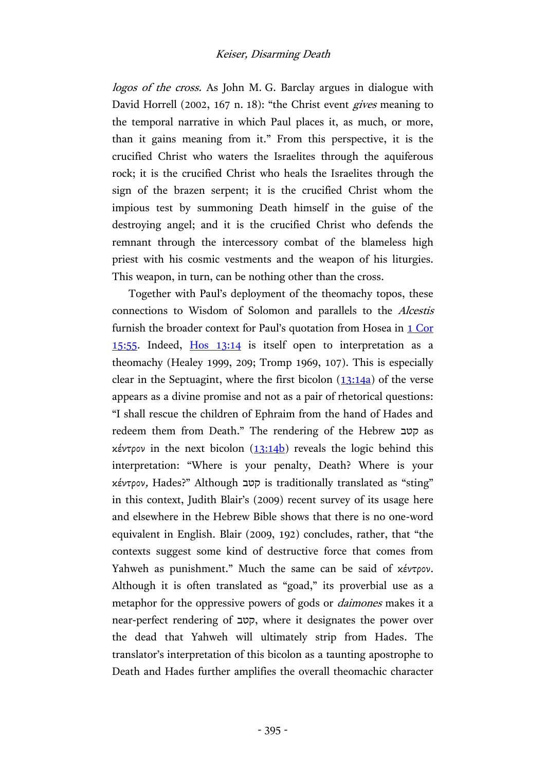*logos of the cross.* As John M. G. Barclay argues in dialogue with David Horrell (2002, 167 n. 18): "the Christ event *gives* meaning to the temporal narrative in which Paul places it, as much, or more, than it gains meaning from it." From this perspective, it is the crucified Christ who waters the Israelites through the aquiferous rock; it is the crucified Christ who heals the Israelites through the sign of the brazen serpent; it is the crucified Christ whom the impious test by summoning Death himself in the guise of the destroying angel; and it is the crucified Christ who defends the remnant through the intercessory combat of the blameless high priest with his cosmic vestments and the weapon of his liturgies. This weapon, in turn, can be nothing other than the cross.

Together with Paul's deployment of the theomachy topos, these connections to Wisdom of Solomon and parallels to the *Alcestis* furnish the broader context for Paul's quotation from Hosea in 1 Cor 15:55. Indeed, Hos 13:14 is itself open to interpretation as a theomachy (Healey 1999, 209; Tromp 1969, 107). This is especially clear in the Septuagint, where the first bicolon (13:14a) of the verse appears as a divine promise and not as a pair of rhetorical questions: "I shall rescue the children of Ephraim from the hand of Hades and redeem them from Death." The rendering of the Hebrew קטב as *κέντρον* in the next bicolon (13:14b) reveals the logic behind this interpretation: "Where is your penalty, Death? Where is your *κέντρον*, Hades?" Although קטב is traditionally translated as "sting" in this context, Judith Blair's (2009) recent survey of its usage here and elsewhere in the Hebrew Bible shows that there is no one-word equivalent in English. Blair (2009, 192) concludes, rather, that "the contexts suggest some kind of destructive force that comes from Yahweh as punishment." Much the same can be said of *κέντρον*. Although it is often translated as "goad," its proverbial use as a metaphor for the oppressive powers of gods or *daimones* makes it a near-perfect rendering of קטב, where it designates the power over the dead that Yahweh will ultimately strip from Hades. The translator's interpretation of this bicolon as a taunting apostrophe to Death and Hades further amplifies the overall theomachic character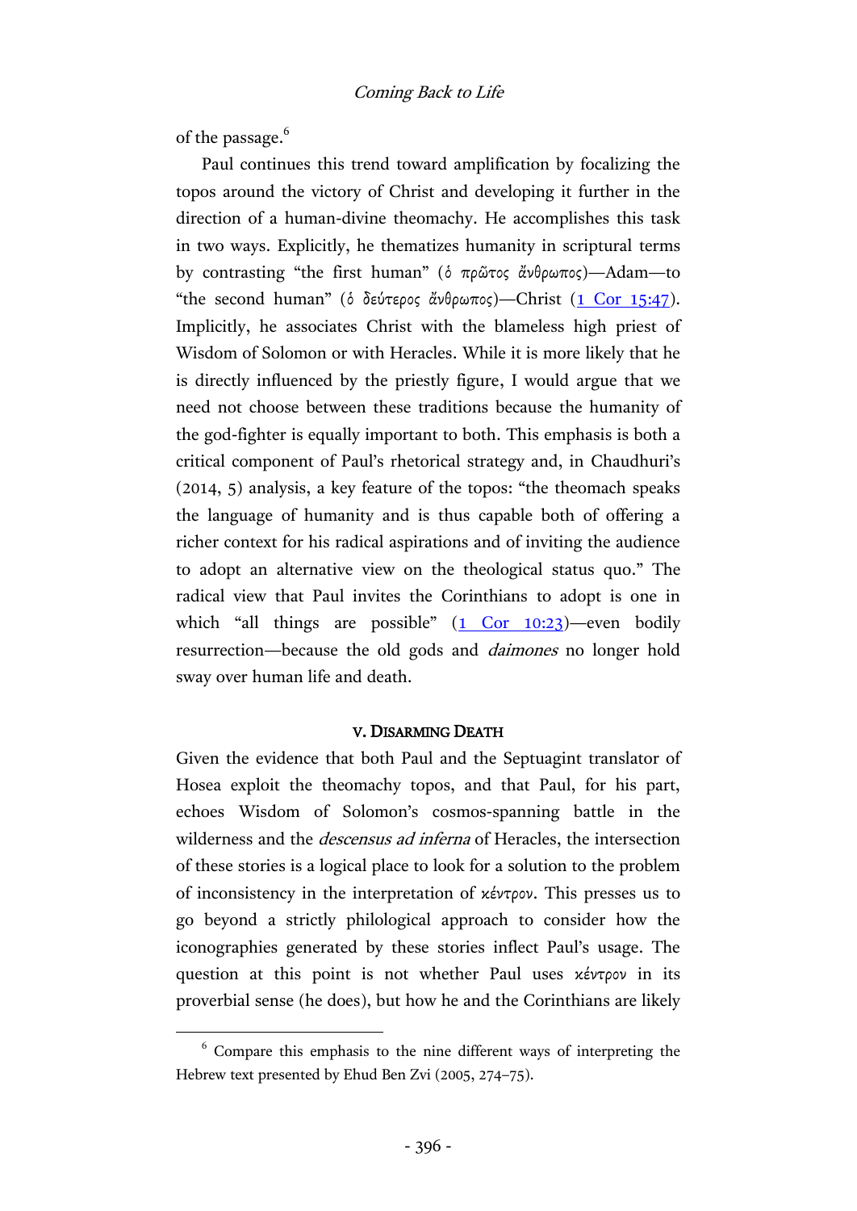of the passage.[6]

Paul continues this trend toward amplification by focalizing the topos around the victory of Christ and developing it further in the direction of a human-divine theomachy. He accomplishes this task in two ways. Explicitly, he thematizes humanity in scriptural terms by contrasting "the first human" (ὁ πρῶτος ἄνθρωπος)—Adam—to "the second human" (ὁ δεύτερος ἄνθρωπος)—Christ (1 Cor 15:47). Implicitly, he associates Christ with the blameless high priest of Wisdom of Solomon or with Heracles. While it is more likely that he is directly influenced by the priestly figure, I would argue that we need not choose between these traditions because the humanity of the god-fighter is equally important to both. This emphasis is both a critical component of Paul's rhetorical strategy and, in Chaudhuri's (2014, 5) analysis, a key feature of the topos: "the theomach speaks the language of humanity and is thus capable both of offering a richer context for his radical aspirations and of inviting the audience to adopt an alternative view on the theological status quo." The radical view that Paul invites the Corinthians to adopt is one in which "all things are possible" (1 Cor 10:23)—even bodily resurrection—because the old gods and *daimones* no longer hold sway over human life and death.

## V. Disarming Death

Given the evidence that both Paul and the Septuagint translator of Hosea exploit the theomachy topos, and that Paul, for his part, echoes Wisdom of Solomon's cosmos-spanning battle in the wilderness and the *descensus ad inferna* of Heracles, the intersection of these stories is a logical place to look for a solution to the problem of inconsistency in the interpretation of κέντρον. This presses us to go beyond a strictly philological approach to consider how the iconographies generated by these stories inflect Paul's usage. The question at this point is not whether Paul uses κέντρον in its proverbial sense (he does), but how he and the Corinthians are likely

[6] Compare this emphasis to the nine different ways of interpreting the Hebrew text presented by Ehud Ben Zvi (2005, 274–75).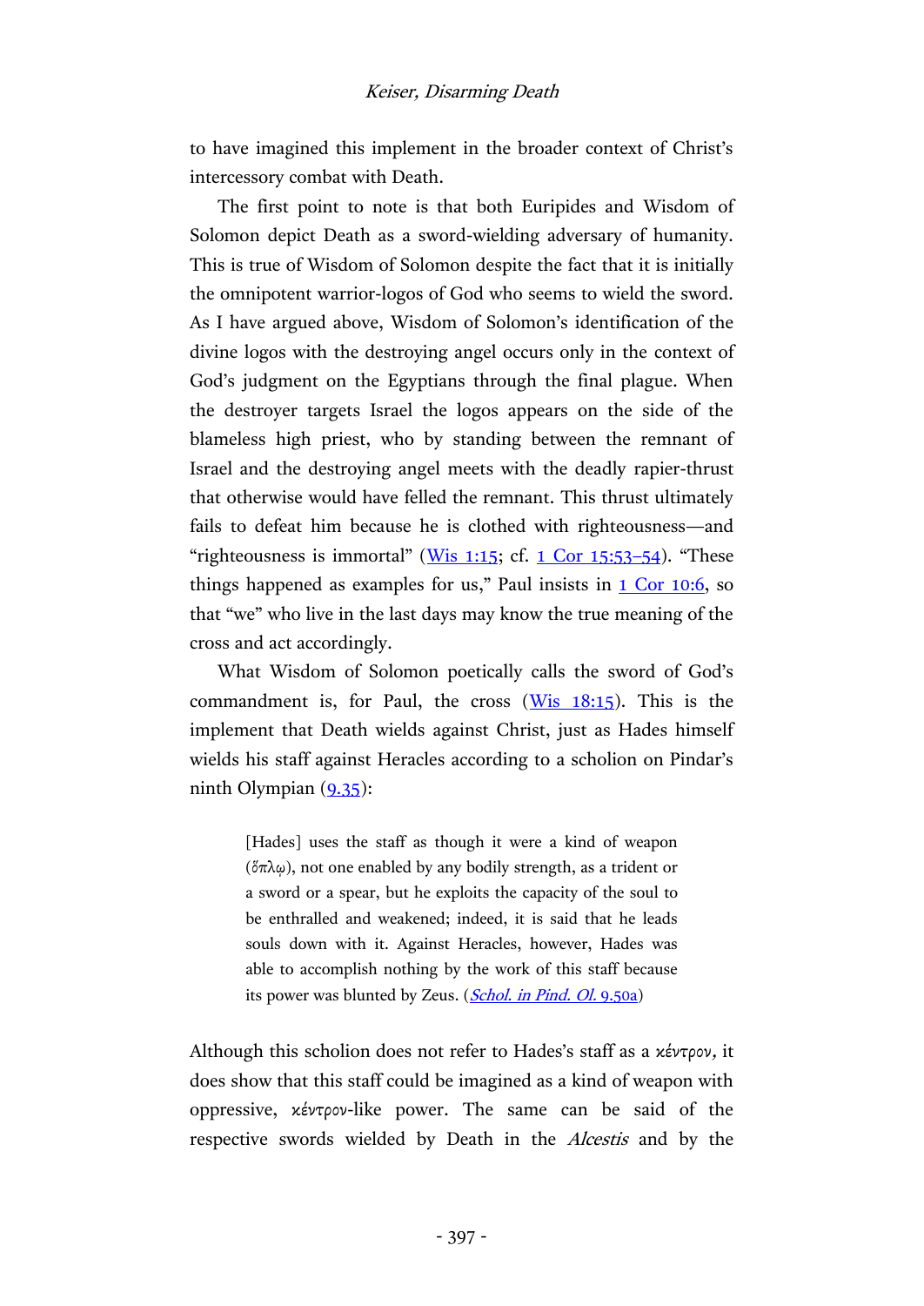to have imagined this implement in the broader context of Christ's intercessory combat with Death.

The first point to note is that both Euripides and Wisdom of Solomon depict Death as a sword-wielding adversary of humanity. This is true of Wisdom of Solomon despite the fact that it is initially the omnipotent warrior-logos of God who seems to wield the sword. As I have argued above, Wisdom of Solomon's identification of the divine logos with the destroying angel occurs only in the context of God's judgment on the Egyptians through the final plague. When the destroyer targets Israel the logos appears on the side of the blameless high priest, who by standing between the remnant of Israel and the destroying angel meets with the deadly rapier-thrust that otherwise would have felled the remnant. This thrust ultimately fails to defeat him because he is clothed with righteousness—and "righteousness is immortal" (Wis 1:15; cf. 1 Cor 15:53–54). "These things happened as examples for us," Paul insists in 1 Cor 10:6, so that "we" who live in the last days may know the true meaning of the cross and act accordingly.

What Wisdom of Solomon poetically calls the sword of God's commandment is, for Paul, the cross (Wis 18:15). This is the implement that Death wields against Christ, just as Hades himself wields his staff against Heracles according to a scholion on Pindar's ninth Olympian (9.35):

> [Hades] uses the staff as though it were a kind of weapon (ὅπλῳ), not one enabled by any bodily strength, as a trident or a sword or a spear, but he exploits the capacity of the soul to be enthralled and weakened; indeed, it is said that he leads souls down with it. Against Heracles, however, Hades was able to accomplish nothing by the work of this staff because its power was blunted by Zeus. (*Schol. in Pind. Ol.* 9.50a)

Although this scholion does not refer to Hades's staff as a *κέντρον*, it does show that this staff could be imagined as a kind of weapon with oppressive, *κέντρον*-like power. The same can be said of the respective swords wielded by Death in the *Alcestis* and by the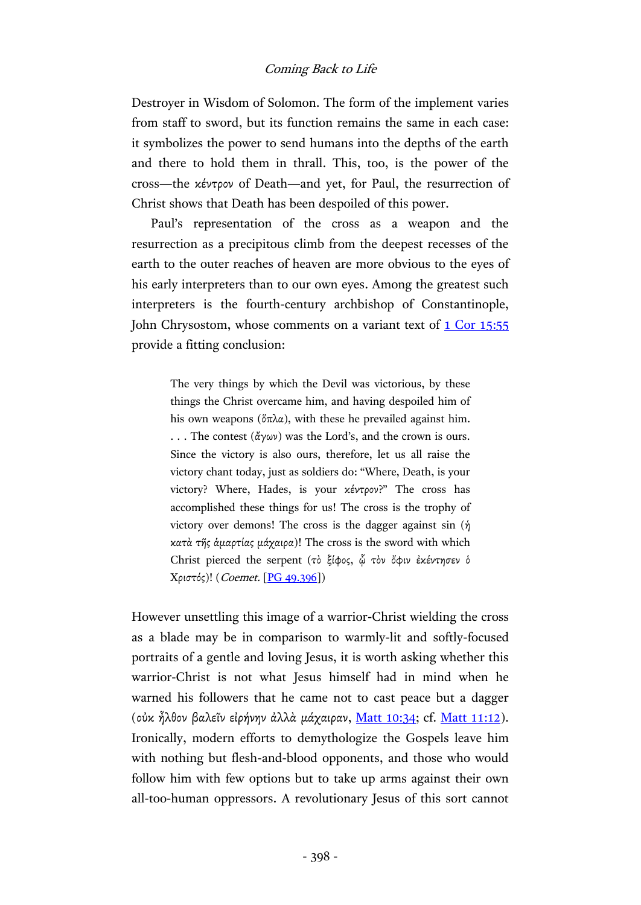Destroyer in Wisdom of Solomon. The form of the implement varies from staff to sword, but its function remains the same in each case: it symbolizes the power to send humans into the depths of the earth and there to hold them in thrall. This, too, is the power of the cross—the κέντρον of Death—and yet, for Paul, the resurrection of Christ shows that Death has been despoiled of this power.

Paul's representation of the cross as a weapon and the resurrection as a precipitous climb from the deepest recesses of the earth to the outer reaches of heaven are more obvious to the eyes of his early interpreters than to our own eyes. Among the greatest such interpreters is the fourth-century archbishop of Constantinople, John Chrysostom, whose comments on a variant text of 1 Cor 15:55 provide a fitting conclusion:

> The very things by which the Devil was victorious, by these things the Christ overcame him, and having despoiled him of his own weapons (ὅπλα), with these he prevailed against him. . . . The contest (ἄγων) was the Lord's, and the crown is ours. Since the victory is also ours, therefore, let us all raise the victory chant today, just as soldiers do: "Where, Death, is your victory? Where, Hades, is your κέντρον?" The cross has accomplished these things for us! The cross is the trophy of victory over demons! The cross is the dagger against sin (ἡ κατὰ τῆς ἁμαρτίας μάχαιρα)! The cross is the sword with which Christ pierced the serpent (τὸ ξίφος, ᾧ τὸν ὄφιν ἐκέντησεν ὁ Χριστός)! (*Coemet.* [PG 49.396])

However unsettling this image of a warrior-Christ wielding the cross as a blade may be in comparison to warmly-lit and softly-focused portraits of a gentle and loving Jesus, it is worth asking whether this warrior-Christ is not what Jesus himself had in mind when he warned his followers that he came not to cast peace but a dagger (οὐκ ἦλθον βαλεῖν εἰρήνην ἀλλὰ μάχαιραν, Matt 10:34; cf. Matt 11:12). Ironically, modern efforts to demythologize the Gospels leave him with nothing but flesh-and-blood opponents, and those who would follow him with few options but to take up arms against their own all-too-human oppressors. A revolutionary Jesus of this sort cannot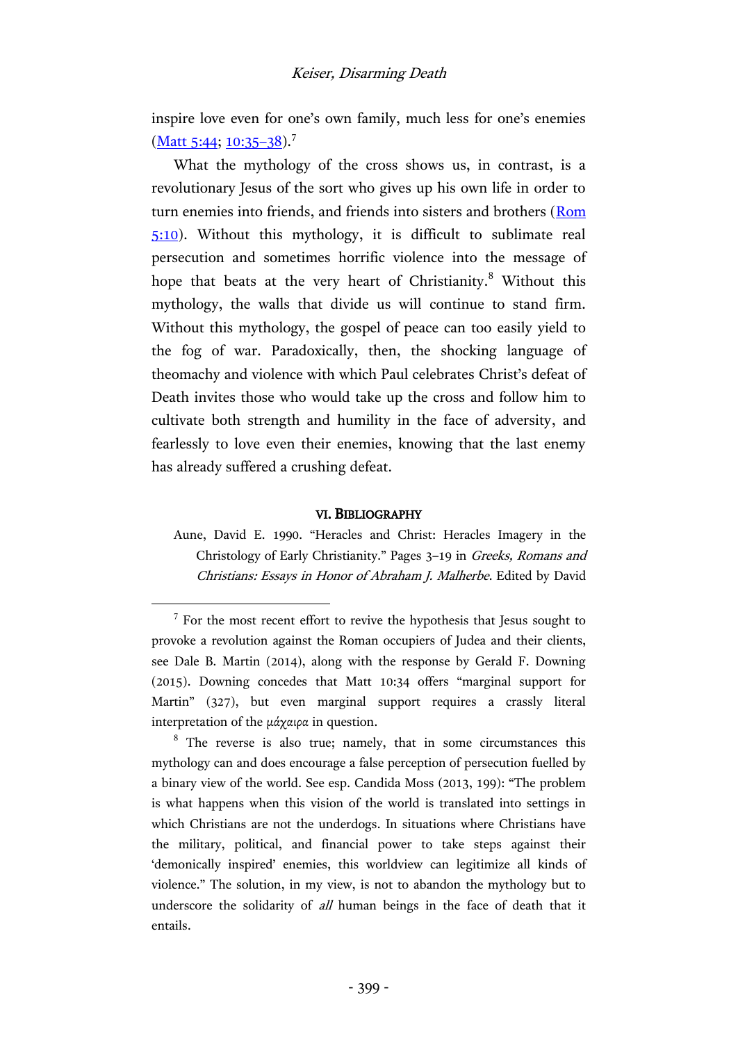inspire love even for one's own family, much less for one's enemies (Matt 5:44; 10:35–38).[7]

What the mythology of the cross shows us, in contrast, is a revolutionary Jesus of the sort who gives up his own life in order to turn enemies into friends, and friends into sisters and brothers (Rom 5:10). Without this mythology, it is difficult to sublimate real persecution and sometimes horrific violence into the message of hope that beats at the very heart of Christianity.[8] Without this mythology, the walls that divide us will continue to stand firm. Without this mythology, the gospel of peace can too easily yield to the fog of war. Paradoxically, then, the shocking language of theomachy and violence with which Paul celebrates Christ's defeat of Death invites those who would take up the cross and follow him to cultivate both strength and humility in the face of adversity, and fearlessly to love even their enemies, knowing that the last enemy has already suffered a crushing defeat.

## VI. Bibliography

Aune, David E. 1990. "Heracles and Christ: Heracles Imagery in the Christology of Early Christianity." Pages 3–19 in *Greeks, Romans and Christians: Essays in Honor of Abraham J. Malherbe*. Edited by David

---

[7] For the most recent effort to revive the hypothesis that Jesus sought to provoke a revolution against the Roman occupiers of Judea and their clients, see Dale B. Martin (2014), along with the response by Gerald F. Downing (2015). Downing concedes that Matt 10:34 offers "marginal support for Martin" (327), but even marginal support requires a crassly literal interpretation of the μάχαιρα in question.

[8] The reverse is also true; namely, that in some circumstances this mythology can and does encourage a false perception of persecution fuelled by a binary view of the world. See esp. Candida Moss (2013, 199): "The problem is what happens when this vision of the world is translated into settings in which Christians are not the underdogs. In situations where Christians have the military, political, and financial power to take steps against their 'demonically inspired' enemies, this worldview can legitimize all kinds of violence." The solution, in my view, is not to abandon the mythology but to underscore the solidarity of *all* human beings in the face of death that it entails.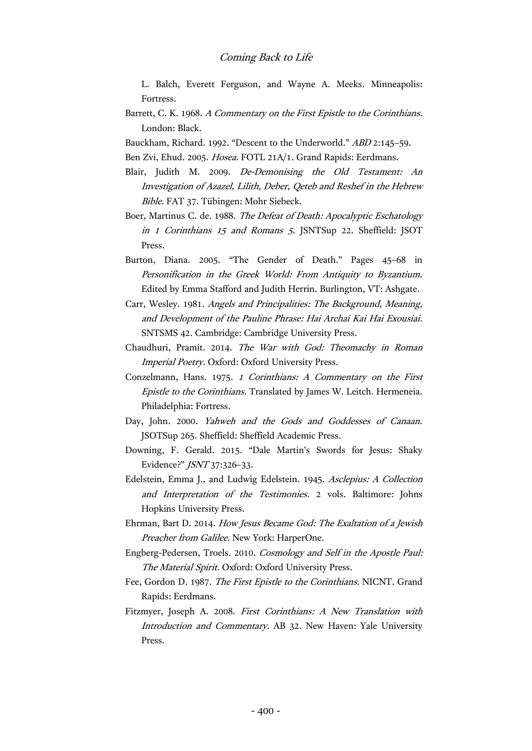L. Balch, Everett Ferguson, and Wayne A. Meeks. Minneapolis: Fortress.

Barrett, C. K. 1968. *A Commentary on the First Epistle to the Corinthians.* London: Black.

Bauckham, Richard. 1992. "Descent to the Underworld." *ABD* 2:145–59.

Ben Zvi, Ehud. 2005. *Hosea.* FOTL 21A/1. Grand Rapids: Eerdmans.

Blair, Judith M. 2009. *De-Demonising the Old Testament: An Investigation of Azazel, Lilith, Deber, Qeteb and Reshef in the Hebrew Bible.* FAT 37. Tübingen: Mohr Siebeck.

Boer, Martinus C. de. 1988. *The Defeat of Death: Apocalyptic Eschatology in 1 Corinthians 15 and Romans 5.* JSNTSup 22. Sheffield: JSOT Press.

Burton, Diana. 2005. "The Gender of Death." Pages 45–68 in *Personification in the Greek World: From Antiquity to Byzantium.* Edited by Emma Stafford and Judith Herrin. Burlington, VT: Ashgate.

Carr, Wesley. 1981. *Angels and Principalities: The Background, Meaning, and Development of the Pauline Phrase: Hai Archai Kai Hai Exousiai.* SNTSMS 42. Cambridge: Cambridge University Press.

Chaudhuri, Pramit. 2014. *The War with God: Theomachy in Roman Imperial Poetry.* Oxford: Oxford University Press.

Conzelmann, Hans. 1975. *1 Corinthians: A Commentary on the First Epistle to the Corinthians.* Translated by James W. Leitch. Hermeneia. Philadelphia: Fortress.

Day, John. 2000. *Yahweh and the Gods and Goddesses of Canaan.* JSOTSup 265. Sheffield: Sheffield Academic Press.

Downing, F. Gerald. 2015. "Dale Martin's Swords for Jesus: Shaky Evidence?" *JSNT* 37:326–33.

Edelstein, Emma J., and Ludwig Edelstein. 1945. *Asclepius: A Collection and Interpretation of the Testimonies.* 2 vols. Baltimore: Johns Hopkins University Press.

Ehrman, Bart D. 2014. *How Jesus Became God: The Exaltation of a Jewish Preacher from Galilee.* New York: HarperOne.

Engberg-Pedersen, Troels. 2010. *Cosmology and Self in the Apostle Paul: The Material Spirit.* Oxford: Oxford University Press.

Fee, Gordon D. 1987. *The First Epistle to the Corinthians.* NICNT. Grand Rapids: Eerdmans.

Fitzmyer, Joseph A. 2008. *First Corinthians: A New Translation with Introduction and Commentary.* AB 32. New Haven: Yale University Press.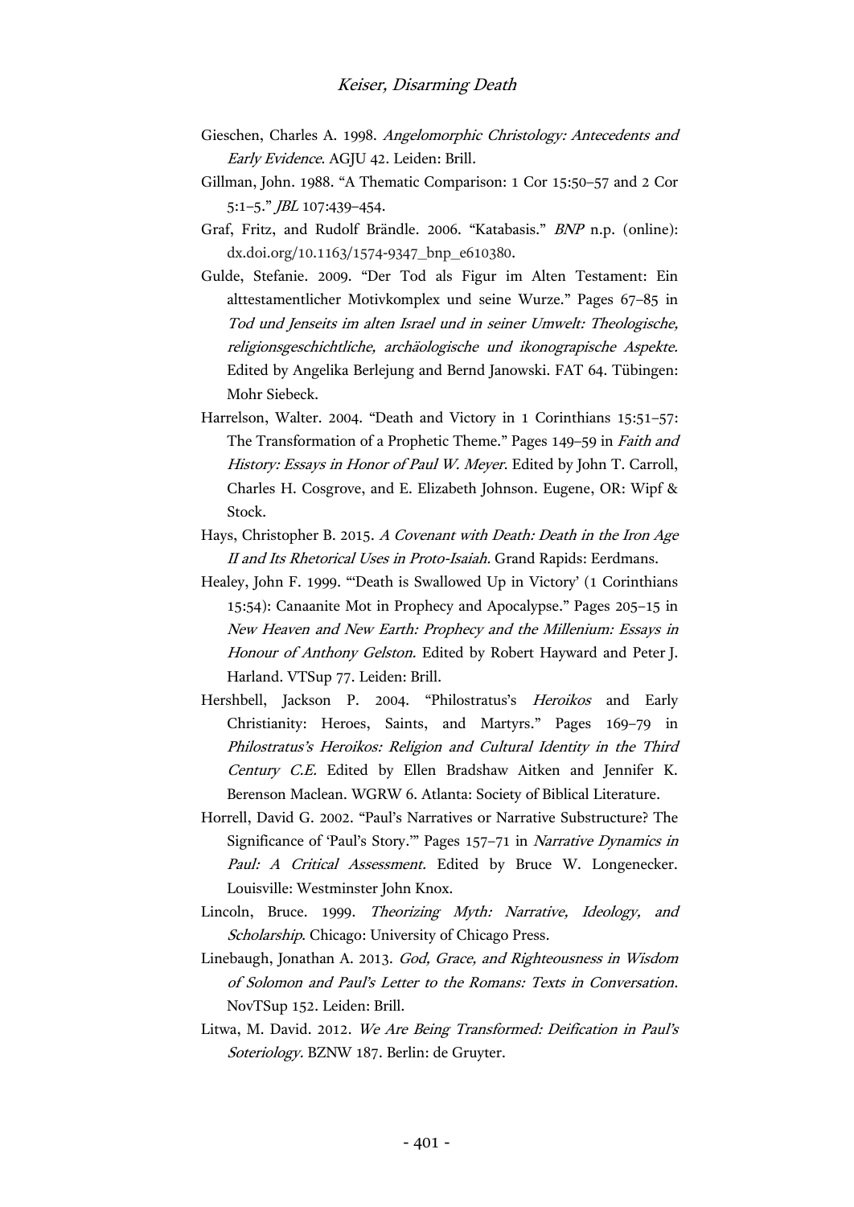Gieschen, Charles A. 1998. *Angelomorphic Christology: Antecedents and Early Evidence*. AGJU 42. Leiden: Brill.

Gillman, John. 1988. "A Thematic Comparison: 1 Cor 15:50–57 and 2 Cor 5:1–5." *JBL* 107:439–454.

Graf, Fritz, and Rudolf Brändle. 2006. "Katabasis." *BNP* n.p. (online): dx.doi.org/10.1163/1574-9347_bnp_e610380.

Gulde, Stefanie. 2009. "Der Tod als Figur im Alten Testament: Ein alttestamentlicher Motivkomplex und seine Wurze." Pages 67–85 in *Tod und Jenseits im alten Israel und in seiner Umwelt: Theologische, religionsgeschichtliche, archäologische und ikonograpische Aspekte.* Edited by Angelika Berlejung and Bernd Janowski. FAT 64. Tübingen: Mohr Siebeck.

Harrelson, Walter. 2004. "Death and Victory in 1 Corinthians 15:51–57: The Transformation of a Prophetic Theme." Pages 149–59 in *Faith and History: Essays in Honor of Paul W. Meyer*. Edited by John T. Carroll, Charles H. Cosgrove, and E. Elizabeth Johnson. Eugene, OR: Wipf & Stock.

Hays, Christopher B. 2015. *A Covenant with Death: Death in the Iron Age II and Its Rhetorical Uses in Proto-Isaiah.* Grand Rapids: Eerdmans.

Healey, John F. 1999. "'Death is Swallowed Up in Victory' (1 Corinthians 15:54): Canaanite Mot in Prophecy and Apocalypse." Pages 205–15 in *New Heaven and New Earth: Prophecy and the Millenium: Essays in Honour of Anthony Gelston.* Edited by Robert Hayward and Peter J. Harland. VTSup 77. Leiden: Brill.

Hershbell, Jackson P. 2004. "Philostratus's *Heroikos* and Early Christianity: Heroes, Saints, and Martyrs." Pages 169–79 in *Philostratus's Heroikos: Religion and Cultural Identity in the Third Century C.E.* Edited by Ellen Bradshaw Aitken and Jennifer K. Berenson Maclean. WGRW 6. Atlanta: Society of Biblical Literature.

Horrell, David G. 2002. "Paul's Narratives or Narrative Substructure? The Significance of 'Paul's Story.'" Pages 157–71 in *Narrative Dynamics in Paul: A Critical Assessment.* Edited by Bruce W. Longenecker. Louisville: Westminster John Knox.

Lincoln, Bruce. 1999. *Theorizing Myth: Narrative, Ideology, and Scholarship*. Chicago: University of Chicago Press.

Linebaugh, Jonathan A. 2013. *God, Grace, and Righteousness in Wisdom of Solomon and Paul's Letter to the Romans: Texts in Conversation*. NovTSup 152. Leiden: Brill.

Litwa, M. David. 2012. *We Are Being Transformed: Deification in Paul's Soteriology*. BZNW 187. Berlin: de Gruyter.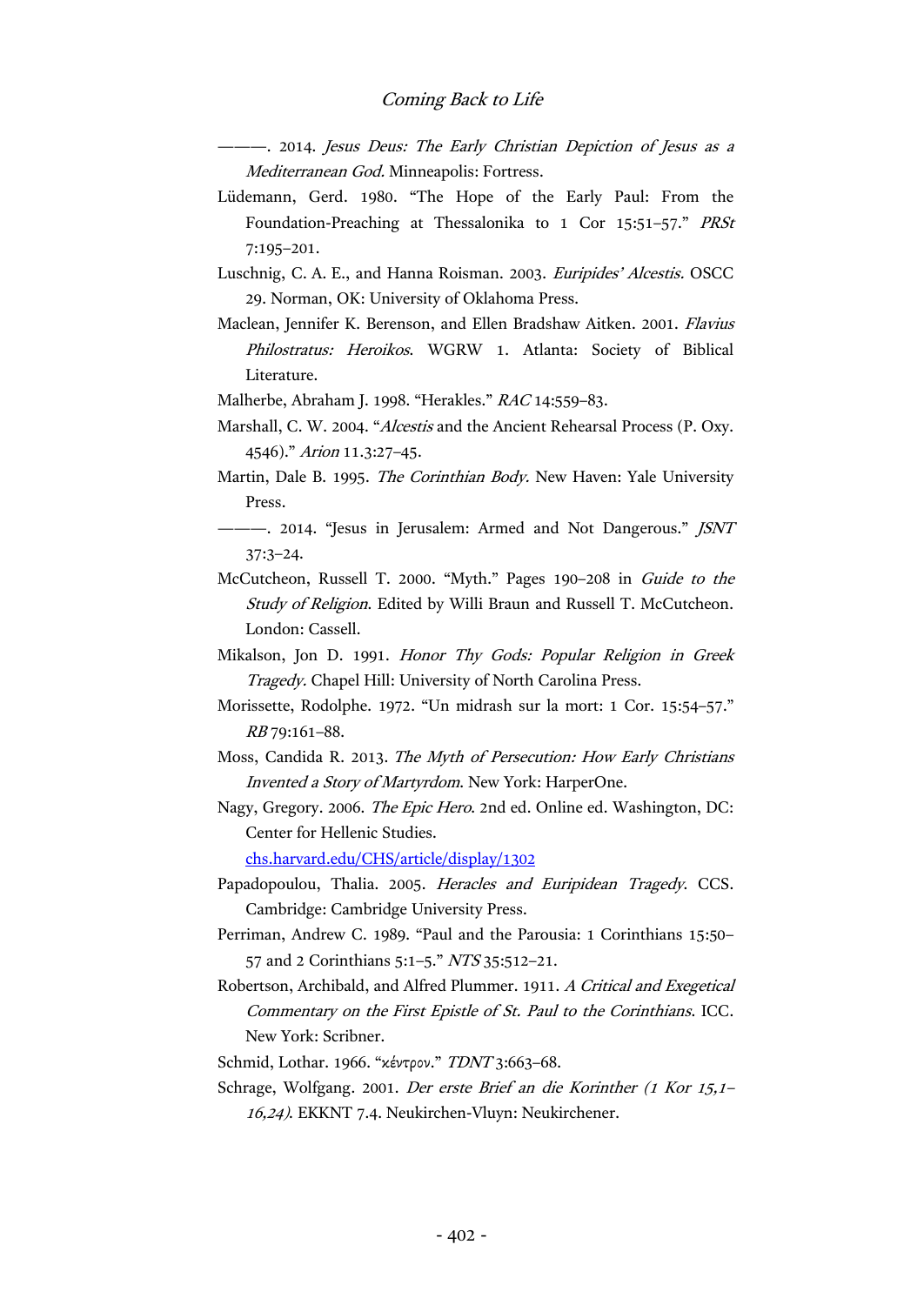———. 2014. *Jesus Deus: The Early Christian Depiction of Jesus as a Mediterranean God.* Minneapolis: Fortress.

Lüdemann, Gerd. 1980. "The Hope of the Early Paul: From the Foundation-Preaching at Thessalonika to 1 Cor 15:51–57." *PRSt* 7:195–201.

Luschnig, C. A. E., and Hanna Roisman. 2003. *Euripides' Alcestis.* OSCC 29. Norman, OK: University of Oklahoma Press.

Maclean, Jennifer K. Berenson, and Ellen Bradshaw Aitken. 2001. *Flavius Philostratus: Heroikos*. WGRW 1. Atlanta: Society of Biblical Literature.

Malherbe, Abraham J. 1998. "Herakles." *RAC* 14:559–83.

Marshall, C. W. 2004. "*Alcestis* and the Ancient Rehearsal Process (P. Oxy. 4546)." *Arion* 11.3:27–45.

Martin, Dale B. 1995. *The Corinthian Body.* New Haven: Yale University Press.

———. 2014. "Jesus in Jerusalem: Armed and Not Dangerous." *JSNT* 37:3–24.

McCutcheon, Russell T. 2000. "Myth." Pages 190–208 in *Guide to the Study of Religion*. Edited by Willi Braun and Russell T. McCutcheon. London: Cassell.

Mikalson, Jon D. 1991. *Honor Thy Gods: Popular Religion in Greek Tragedy.* Chapel Hill: University of North Carolina Press.

Morissette, Rodolphe. 1972. "Un midrash sur la mort: 1 Cor. 15:54–57." *RB* 79:161–88.

Moss, Candida R. 2013. *The Myth of Persecution: How Early Christians Invented a Story of Martyrdom*. New York: HarperOne.

Nagy, Gregory. 2006. *The Epic Hero*. 2nd ed. Online ed. Washington, DC: Center for Hellenic Studies. chs.harvard.edu/CHS/article/display/1302

Papadopoulou, Thalia. 2005. *Heracles and Euripidean Tragedy*. CCS. Cambridge: Cambridge University Press.

Perriman, Andrew C. 1989. "Paul and the Parousia: 1 Corinthians 15:50–57 and 2 Corinthians 5:1–5." *NTS* 35:512–21.

Robertson, Archibald, and Alfred Plummer. 1911. *A Critical and Exegetical Commentary on the First Epistle of St. Paul to the Corinthians*. ICC. New York: Scribner.

Schmid, Lothar. 1966. "κέντρον." *TDNT* 3:663–68.

Schrage, Wolfgang. 2001. *Der erste Brief an die Korinther (1 Kor 15,1–16,24)*. EKKNT 7.4. Neukirchen-Vluyn: Neukirchener.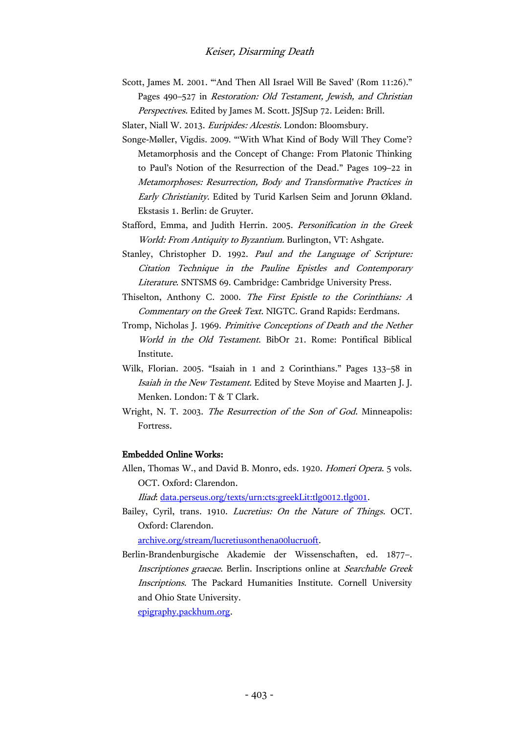Scott, James M. 2001. "'And Then All Israel Will Be Saved' (Rom 11:26)." Pages 490–527 in *Restoration: Old Testament, Jewish, and Christian Perspectives.* Edited by James M. Scott. JSJSup 72. Leiden: Brill.

Slater, Niall W. 2013. *Euripides: Alcestis.* London: Bloomsbury.

Songe-Møller, Vigdis. 2009. "'With What Kind of Body Will They Come'? Metamorphosis and the Concept of Change: From Platonic Thinking to Paul's Notion of the Resurrection of the Dead." Pages 109–22 in *Metamorphoses: Resurrection, Body and Transformative Practices in Early Christianity*. Edited by Turid Karlsen Seim and Jorunn Økland. Ekstasis 1. Berlin: de Gruyter.

Stafford, Emma, and Judith Herrin. 2005. *Personification in the Greek World: From Antiquity to Byzantium.* Burlington, VT: Ashgate.

Stanley, Christopher D. 1992. *Paul and the Language of Scripture: Citation Technique in the Pauline Epistles and Contemporary Literature*. SNTSMS 69. Cambridge: Cambridge University Press.

Thiselton, Anthony C. 2000. *The First Epistle to the Corinthians: A Commentary on the Greek Text*. NIGTC. Grand Rapids: Eerdmans.

Tromp, Nicholas J. 1969. *Primitive Conceptions of Death and the Nether World in the Old Testament*. BibOr 21. Rome: Pontifical Biblical Institute.

Wilk, Florian. 2005. "Isaiah in 1 and 2 Corinthians." Pages 133–58 in *Isaiah in the New Testament*. Edited by Steve Moyise and Maarten J. J. Menken. London: T & T Clark.

Wright, N. T. 2003. *The Resurrection of the Son of God*. Minneapolis: Fortress.

**Embedded Online Works:**

Allen, Thomas W., and David B. Monro, eds. 1920. *Homeri Opera*. 5 vols. OCT. Oxford: Clarendon.
*Iliad*: data.perseus.org/texts/urn:cts:greekLit:tlg0012.tlg001.

Bailey, Cyril, trans. 1910. *Lucretius: On the Nature of Things*. OCT. Oxford: Clarendon.
archive.org/stream/lucretiusonthena00lucruoft.

Berlin-Brandenburgische Akademie der Wissenschaften, ed. 1877–. *Inscriptiones graecae*. Berlin. Inscriptions online at *Searchable Greek Inscriptions*. The Packard Humanities Institute. Cornell University and Ohio State University.
epigraphy.packhum.org.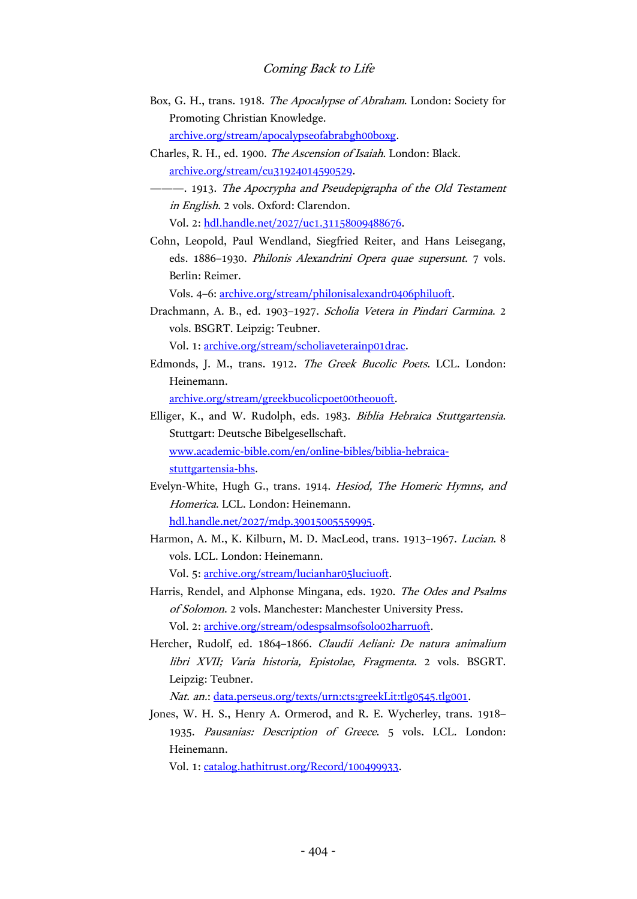Box, G. H., trans. 1918. *The Apocalypse of Abraham*. London: Society for Promoting Christian Knowledge.
archive.org/stream/apocalypseofabrabgh00boxg.

Charles, R. H., ed. 1900. *The Ascension of Isaiah*. London: Black.
archive.org/stream/cu31924014590529.

———. 1913. *The Apocrypha and Pseudepigrapha of the Old Testament in English*. 2 vols. Oxford: Clarendon.
Vol. 2: hdl.handle.net/2027/uc1.31158009488676.

Cohn, Leopold, Paul Wendland, Siegfried Reiter, and Hans Leisegang, eds. 1886–1930. *Philonis Alexandrini Opera quae supersunt*. 7 vols. Berlin: Reimer.
Vols. 4–6: archive.org/stream/philonisalexandr0406philuoft.

Drachmann, A. B., ed. 1903–1927. *Scholia Vetera in Pindari Carmina*. 2 vols. BSGRT. Leipzig: Teubner.
Vol. 1: archive.org/stream/scholiaveterainp01drac.

Edmonds, J. M., trans. 1912. *The Greek Bucolic Poets*. LCL. London: Heinemann.
archive.org/stream/greekbucolicpoet00theouoft.

Elliger, K., and W. Rudolph, eds. 1983. *Biblia Hebraica Stuttgartensia*. Stuttgart: Deutsche Bibelgesellschaft.
www.academic-bible.com/en/online-bibles/biblia-hebraica-stuttgartensia-bhs.

Evelyn-White, Hugh G., trans. 1914. *Hesiod, The Homeric Hymns, and Homerica*. LCL. London: Heinemann.
hdl.handle.net/2027/mdp.39015005559995.

Harmon, A. M., K. Kilburn, M. D. MacLeod, trans. 1913–1967. *Lucian*. 8 vols. LCL. London: Heinemann.
Vol. 5: archive.org/stream/lucianhar05luciuoft.

Harris, Rendel, and Alphonse Mingana, eds. 1920. *The Odes and Psalms of Solomon*. 2 vols. Manchester: Manchester University Press.
Vol. 2: archive.org/stream/odespsalmsofsolo02harruoft.

Hercher, Rudolf, ed. 1864–1866. *Claudii Aeliani: De natura animalium libri XVII; Varia historia, Epistolae, Fragmenta*. 2 vols. BSGRT. Leipzig: Teubner.
*Nat. an.*: data.perseus.org/texts/urn:cts:greekLit:tlg0545.tlg001.

Jones, W. H. S., Henry A. Ormerod, and R. E. Wycherley, trans. 1918–1935. *Pausanias: Description of Greece*. 5 vols. LCL. London: Heinemann.
Vol. 1: catalog.hathitrust.org/Record/100499933.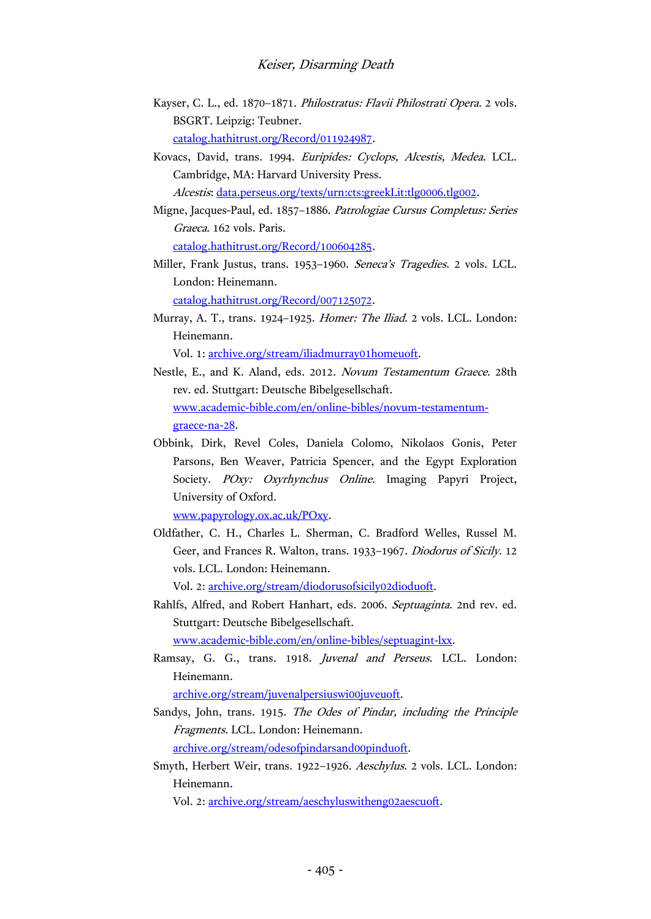Kayser, C. L., ed. 1870–1871. *Philostratus: Flavii Philostrati Opera*. 2 vols. BSGRT. Leipzig: Teubner. catalog.hathitrust.org/Record/011924987.

Kovacs, David, trans. 1994. *Euripides: Cyclops, Alcestis, Medea*. LCL. Cambridge, MA: Harvard University Press. *Alcestis*: data.perseus.org/texts/urn:cts:greekLit:tlg0006.tlg002.

Migne, Jacques-Paul, ed. 1857–1886. *Patrologiae Cursus Completus: Series Graeca*. 162 vols. Paris. catalog.hathitrust.org/Record/100604285.

Miller, Frank Justus, trans. 1953–1960. *Seneca's Tragedies*. 2 vols. LCL. London: Heinemann. catalog.hathitrust.org/Record/007125072.

Murray, A. T., trans. 1924–1925. *Homer: The Iliad*. 2 vols. LCL. London: Heinemann. Vol. 1: archive.org/stream/iliadmurray01homeuoft.

Nestle, E., and K. Aland, eds. 2012. *Novum Testamentum Graece*. 28th rev. ed. Stuttgart: Deutsche Bibelgesellschaft. www.academic-bible.com/en/online-bibles/novum-testamentum-graece-na-28.

Obbink, Dirk, Revel Coles, Daniela Colomo, Nikolaos Gonis, Peter Parsons, Ben Weaver, Patricia Spencer, and the Egypt Exploration Society. *POxy: Oxyrhynchus Online*. Imaging Papyri Project, University of Oxford. www.papyrology.ox.ac.uk/POxy.

Oldfather, C. H., Charles L. Sherman, C. Bradford Welles, Russel M. Geer, and Frances R. Walton, trans. 1933–1967. *Diodorus of Sicily*. 12 vols. LCL. London: Heinemann. Vol. 2: archive.org/stream/diodorusofsicily02dioduoft.

Rahlfs, Alfred, and Robert Hanhart, eds. 2006. *Septuaginta*. 2nd rev. ed. Stuttgart: Deutsche Bibelgesellschaft. www.academic-bible.com/en/online-bibles/septuagint-lxx.

Ramsay, G. G., trans. 1918. *Juvenal and Perseus*. LCL. London: Heinemann. archive.org/stream/juvenalpersiuswi00juveuoft.

Sandys, John, trans. 1915. *The Odes of Pindar, including the Principle Fragments.* LCL. London: Heinemann. archive.org/stream/odesofpindarsand00pinduoft.

Smyth, Herbert Weir, trans. 1922–1926. *Aeschylus*. 2 vols. LCL. London: Heinemann. Vol. 2: archive.org/stream/aeschyluswitheng02aescuoft.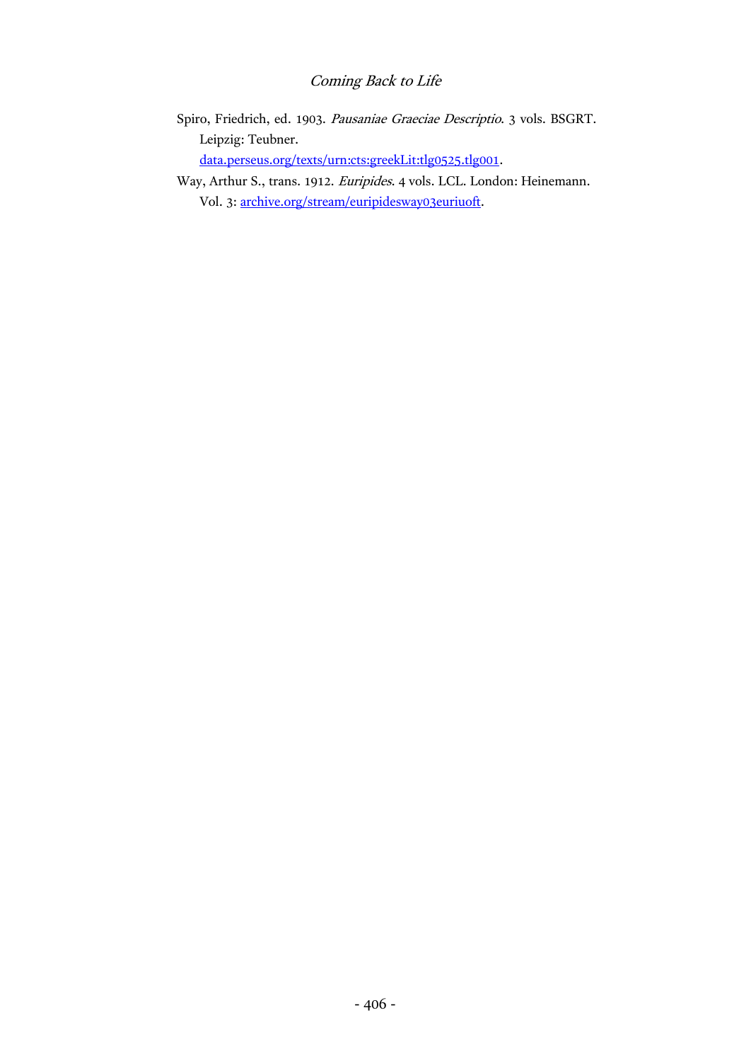Spiro, Friedrich, ed. 1903. *Pausaniae Graeciae Descriptio*. 3 vols. BSGRT. Leipzig: Teubner. [data.perseus.org/texts/urn:cts:greekLit:tlg0525.tlg001](data.perseus.org/texts/urn:cts:greekLit:tlg0525.tlg001).

Way, Arthur S., trans. 1912. *Euripides*. 4 vols. LCL. London: Heinemann. Vol. 3: [archive.org/stream/euripidesway03euriuoft](archive.org/stream/euripidesway03euriuoft).